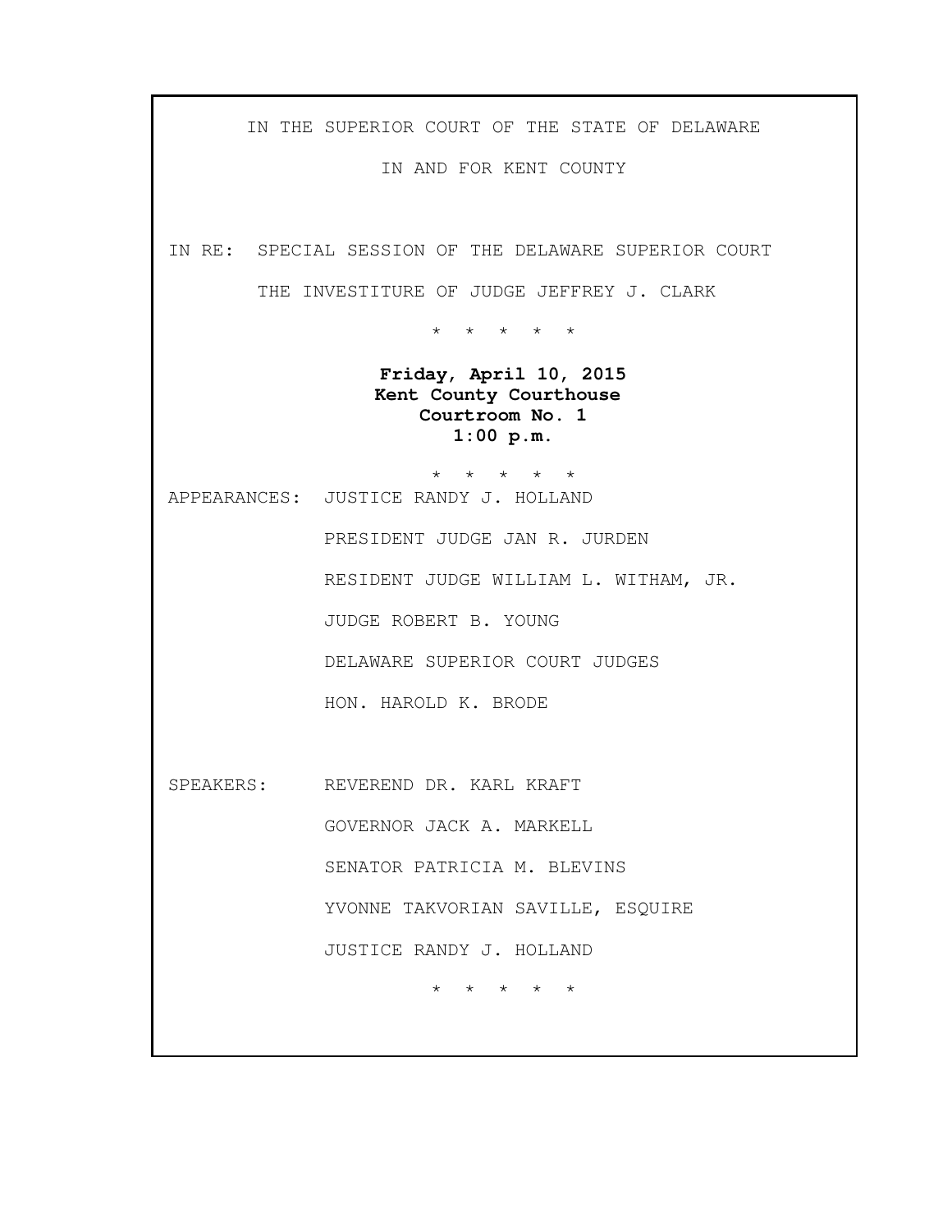IN THE SUPERIOR COURT OF THE STATE OF DELAWARE

IN AND FOR KENT COUNTY

IN RE: SPECIAL SESSION OF THE DELAWARE SUPERIOR COURT

THE INVESTITURE OF JUDGE JEFFREY J. CLARK

\* \* \* \* \*

**Friday, April 10, 2015**
**Kent County Courthouse**
**Courtroom No. 1**
**1:00 p.m.**

\* \* \* \* \*

APPEARANCES: JUSTICE RANDY J. HOLLAND

PRESIDENT JUDGE JAN R. JURDEN

RESIDENT JUDGE WILLIAM L. WITHAM, JR.

JUDGE ROBERT B. YOUNG

DELAWARE SUPERIOR COURT JUDGES

HON. HAROLD K. BRODE

SPEAKERS: REVEREND DR. KARL KRAFT

GOVERNOR JACK A. MARKELL

SENATOR PATRICIA M. BLEVINS

YVONNE TAKVORIAN SAVILLE, ESQUIRE

JUSTICE RANDY J. HOLLAND

\* \* \* \* \*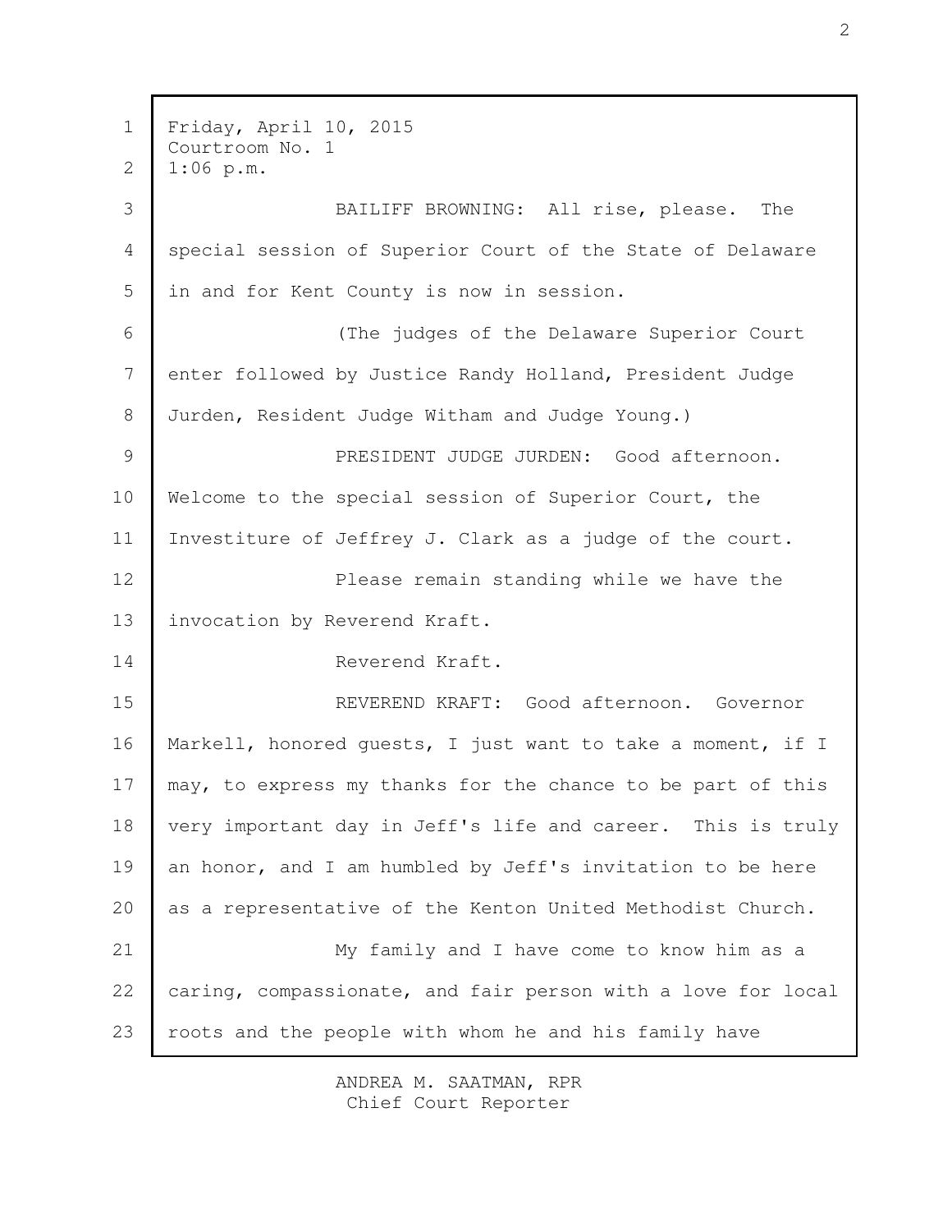Friday, April 10, 2015
Courtroom No. 1
1:06 p.m.

BAILIFF BROWNING: All rise, please. The special session of Superior Court of the State of Delaware in and for Kent County is now in session.

(The judges of the Delaware Superior Court enter followed by Justice Randy Holland, President Judge Jurden, Resident Judge Witham and Judge Young.)

PRESIDENT JUDGE JURDEN: Good afternoon. Welcome to the special session of Superior Court, the Investiture of Jeffrey J. Clark as a judge of the court.

Please remain standing while we have the invocation by Reverend Kraft.

Reverend Kraft.

REVEREND KRAFT: Good afternoon. Governor Markell, honored guests, I just want to take a moment, if I may, to express my thanks for the chance to be part of this very important day in Jeff's life and career. This is truly an honor, and I am humbled by Jeff's invitation to be here as a representative of the Kenton United Methodist Church.

My family and I have come to know him as a caring, compassionate, and fair person with a love for local roots and the people with whom he and his family have

ANDREA M. SAATMAN, RPR
Chief Court Reporter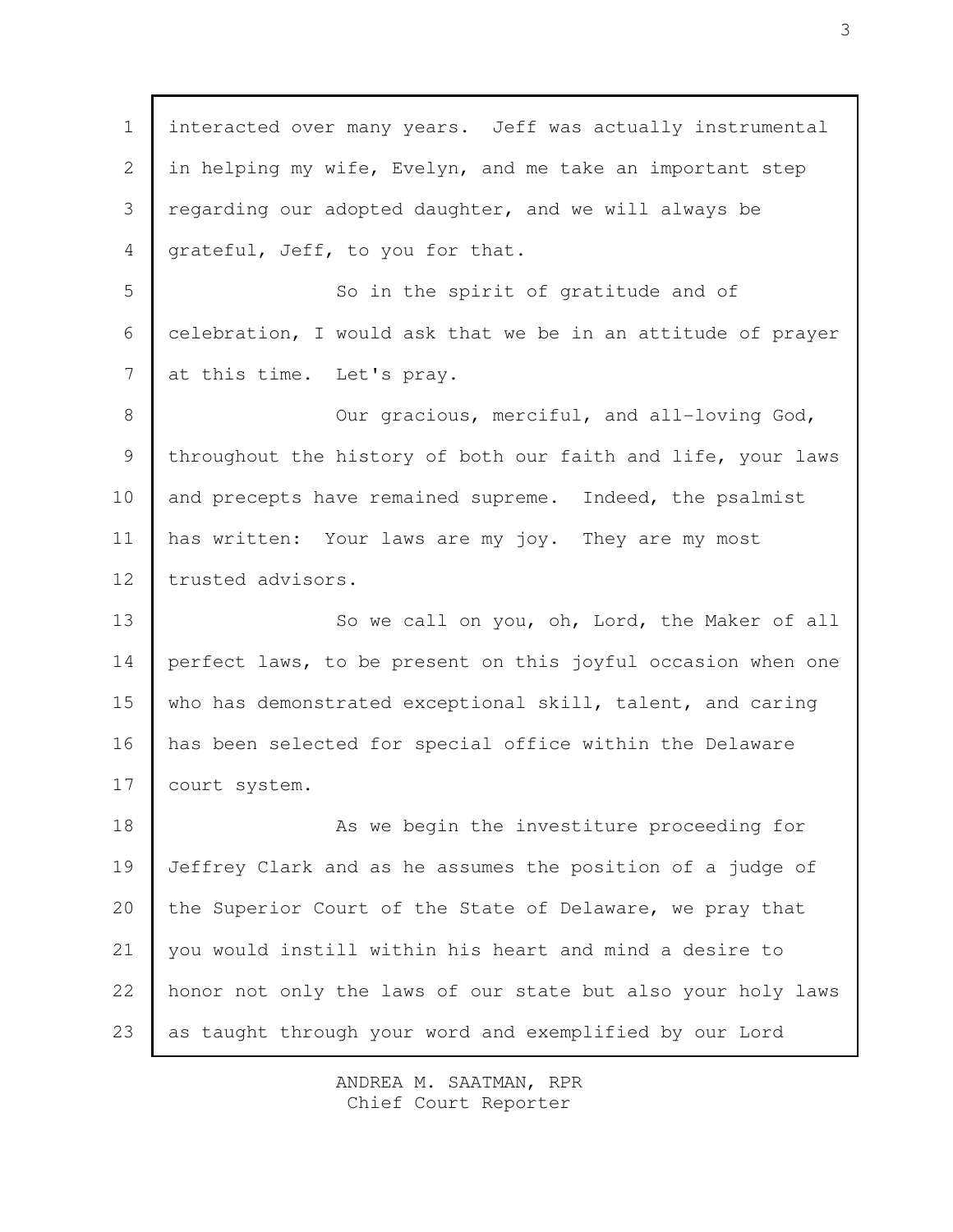interacted over many years. Jeff was actually instrumental in helping my wife, Evelyn, and me take an important step regarding our adopted daughter, and we will always be grateful, Jeff, to you for that.

So in the spirit of gratitude and of celebration, I would ask that we be in an attitude of prayer at this time. Let's pray.

Our gracious, merciful, and all-loving God, throughout the history of both our faith and life, your laws and precepts have remained supreme. Indeed, the psalmist has written: Your laws are my joy. They are my most trusted advisors.

So we call on you, oh, Lord, the Maker of all perfect laws, to be present on this joyful occasion when one who has demonstrated exceptional skill, talent, and caring has been selected for special office within the Delaware court system.

As we begin the investiture proceeding for Jeffrey Clark and as he assumes the position of a judge of the Superior Court of the State of Delaware, we pray that you would instill within his heart and mind a desire to honor not only the laws of our state but also your holy laws as taught through your word and exemplified by our Lord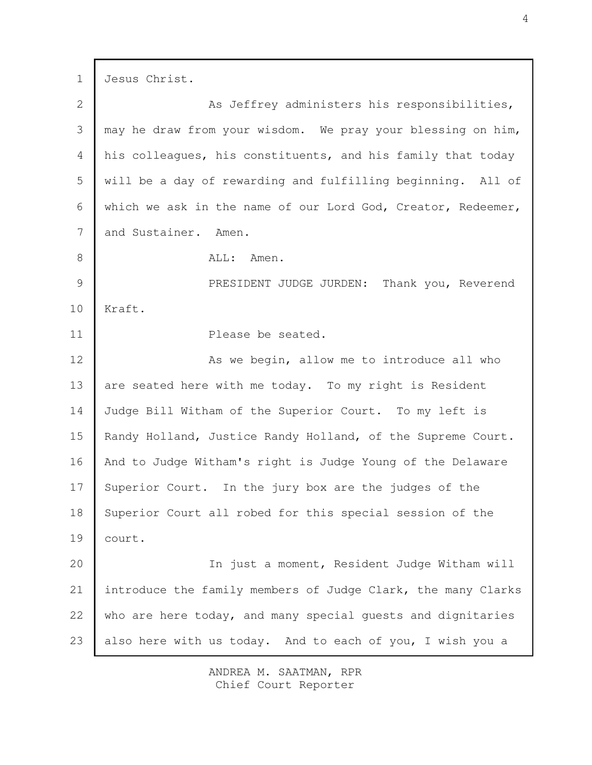Jesus Christ.

As Jeffrey administers his responsibilities, may he draw from your wisdom. We pray your blessing on him, his colleagues, his constituents, and his family that today will be a day of rewarding and fulfilling beginning. All of which we ask in the name of our Lord God, Creator, Redeemer, and Sustainer. Amen.

ALL: Amen.

PRESIDENT JUDGE JURDEN: Thank you, Reverend Kraft.

Please be seated.

As we begin, allow me to introduce all who are seated here with me today. To my right is Resident Judge Bill Witham of the Superior Court. To my left is Randy Holland, Justice Randy Holland, of the Supreme Court. And to Judge Witham's right is Judge Young of the Delaware Superior Court. In the jury box are the judges of the Superior Court all robed for this special session of the court.

In just a moment, Resident Judge Witham will introduce the family members of Judge Clark, the many Clarks who are here today, and many special guests and dignitaries also here with us today. And to each of you, I wish you a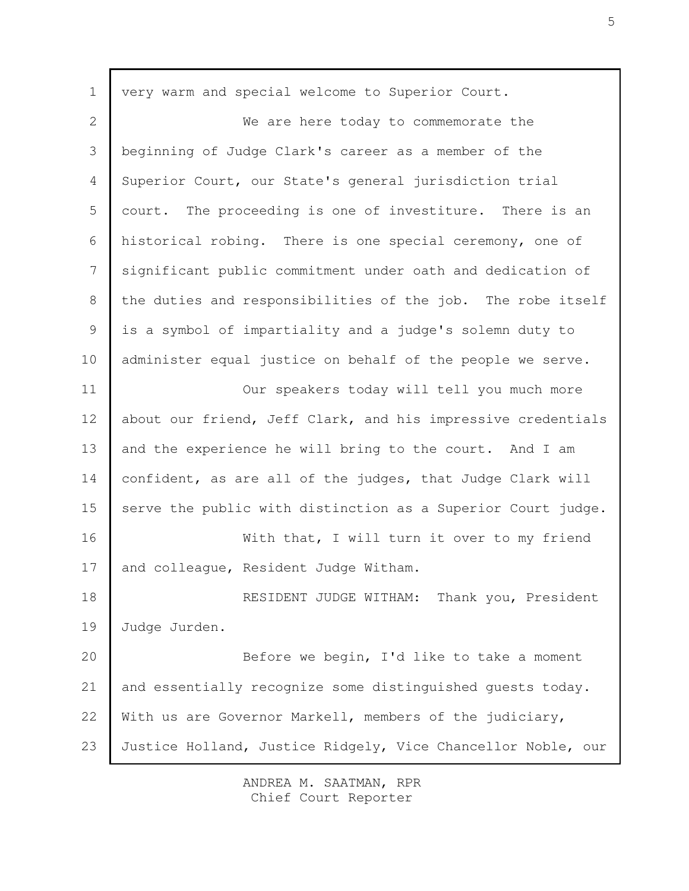very warm and special welcome to Superior Court.

We are here today to commemorate the beginning of Judge Clark's career as a member of the Superior Court, our State's general jurisdiction trial court. The proceeding is one of investiture. There is an historical robing. There is one special ceremony, one of significant public commitment under oath and dedication of the duties and responsibilities of the job. The robe itself is a symbol of impartiality and a judge's solemn duty to administer equal justice on behalf of the people we serve.

Our speakers today will tell you much more about our friend, Jeff Clark, and his impressive credentials and the experience he will bring to the court. And I am confident, as are all of the judges, that Judge Clark will serve the public with distinction as a Superior Court judge.

With that, I will turn it over to my friend and colleague, Resident Judge Witham.

RESIDENT JUDGE WITHAM: Thank you, President Judge Jurden.

Before we begin, I'd like to take a moment and essentially recognize some distinguished guests today. With us are Governor Markell, members of the judiciary, Justice Holland, Justice Ridgely, Vice Chancellor Noble, our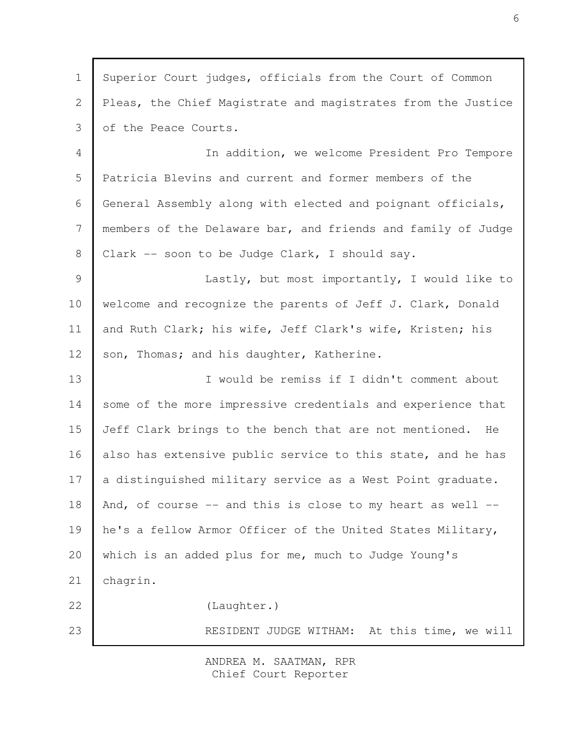Superior Court judges, officials from the Court of Common Pleas, the Chief Magistrate and magistrates from the Justice of the Peace Courts.

In addition, we welcome President Pro Tempore Patricia Blevins and current and former members of the General Assembly along with elected and poignant officials, members of the Delaware bar, and friends and family of Judge Clark -- soon to be Judge Clark, I should say.

Lastly, but most importantly, I would like to welcome and recognize the parents of Jeff J. Clark, Donald and Ruth Clark; his wife, Jeff Clark's wife, Kristen; his son, Thomas; and his daughter, Katherine.

I would be remiss if I didn't comment about some of the more impressive credentials and experience that Jeff Clark brings to the bench that are not mentioned. He also has extensive public service to this state, and he has a distinguished military service as a West Point graduate. And, of course -- and this is close to my heart as well -- he's a fellow Armor Officer of the United States Military, which is an added plus for me, much to Judge Young's chagrin.

(Laughter.)

RESIDENT JUDGE WITHAM: At this time, we will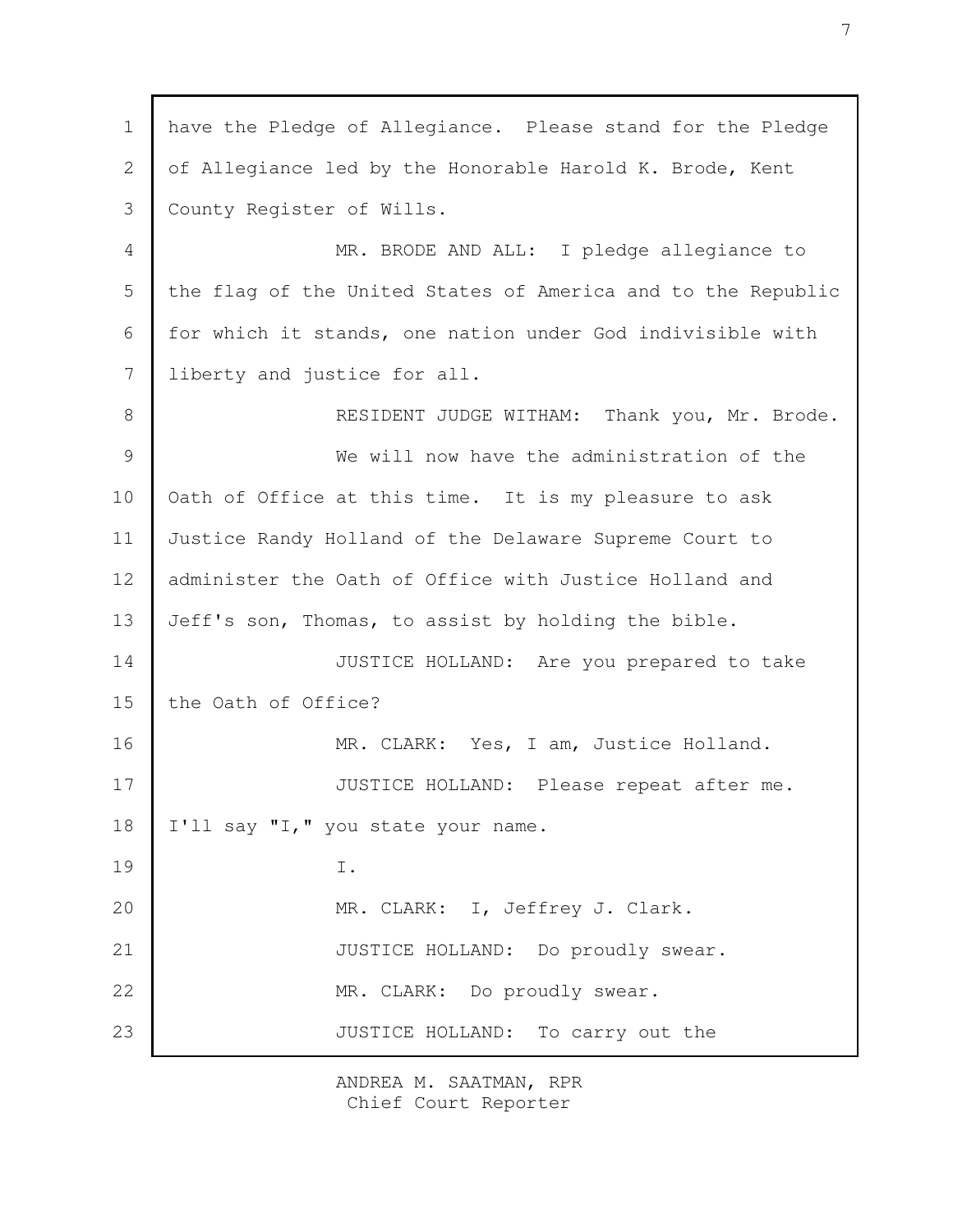have the Pledge of Allegiance. Please stand for the Pledge of Allegiance led by the Honorable Harold K. Brode, Kent County Register of Wills.

MR. BRODE AND ALL: I pledge allegiance to the flag of the United States of America and to the Republic for which it stands, one nation under God indivisible with liberty and justice for all.

RESIDENT JUDGE WITHAM: Thank you, Mr. Brode.

We will now have the administration of the Oath of Office at this time. It is my pleasure to ask Justice Randy Holland of the Delaware Supreme Court to administer the Oath of Office with Justice Holland and Jeff's son, Thomas, to assist by holding the bible.

JUSTICE HOLLAND: Are you prepared to take the Oath of Office?

MR. CLARK: Yes, I am, Justice Holland.

JUSTICE HOLLAND: Please repeat after me. I'll say "I," you state your name.

I.

MR. CLARK: I, Jeffrey J. Clark.

JUSTICE HOLLAND: Do proudly swear.

MR. CLARK: Do proudly swear.

JUSTICE HOLLAND: To carry out the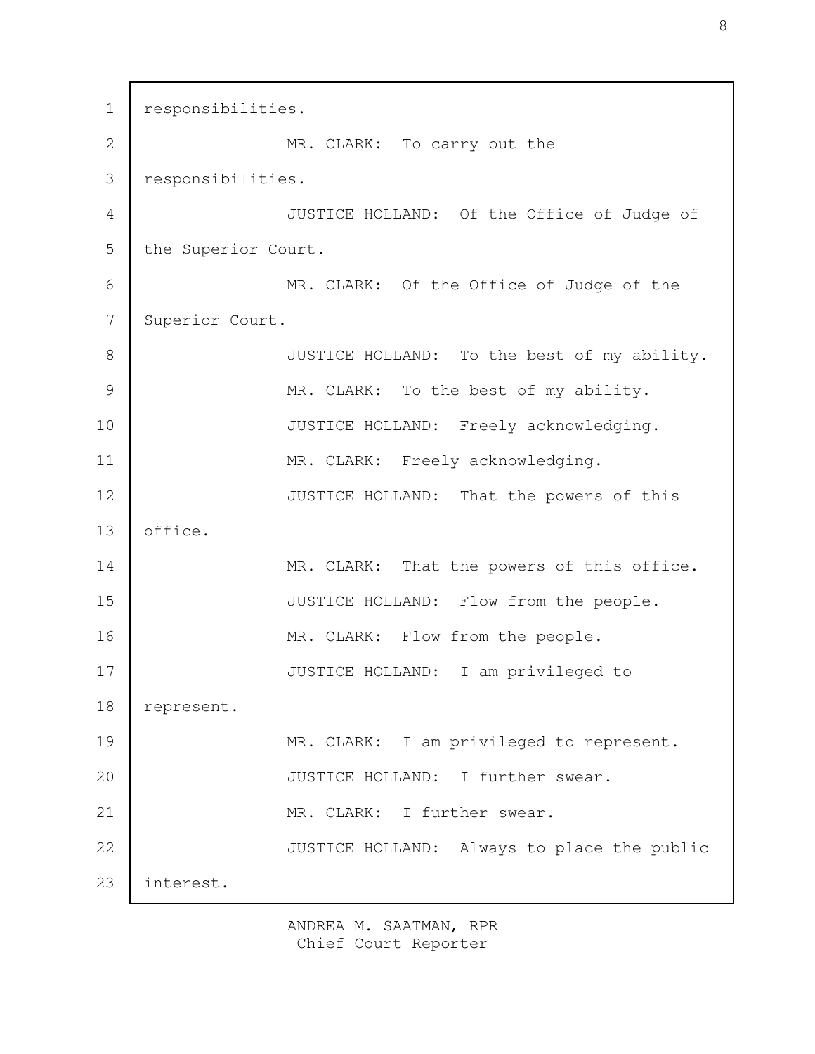responsibilities.

MR. CLARK: To carry out the responsibilities.

JUSTICE HOLLAND: Of the Office of Judge of the Superior Court.

MR. CLARK: Of the Office of Judge of the Superior Court.

JUSTICE HOLLAND: To the best of my ability.

MR. CLARK: To the best of my ability.

JUSTICE HOLLAND: Freely acknowledging.

MR. CLARK: Freely acknowledging.

JUSTICE HOLLAND: That the powers of this office.

MR. CLARK: That the powers of this office.

JUSTICE HOLLAND: Flow from the people.

MR. CLARK: Flow from the people.

JUSTICE HOLLAND: I am privileged to represent.

MR. CLARK: I am privileged to represent.

JUSTICE HOLLAND: I further swear.

MR. CLARK: I further swear.

JUSTICE HOLLAND: Always to place the public interest.

ANDREA M. SAATMAN, RPR
Chief Court Reporter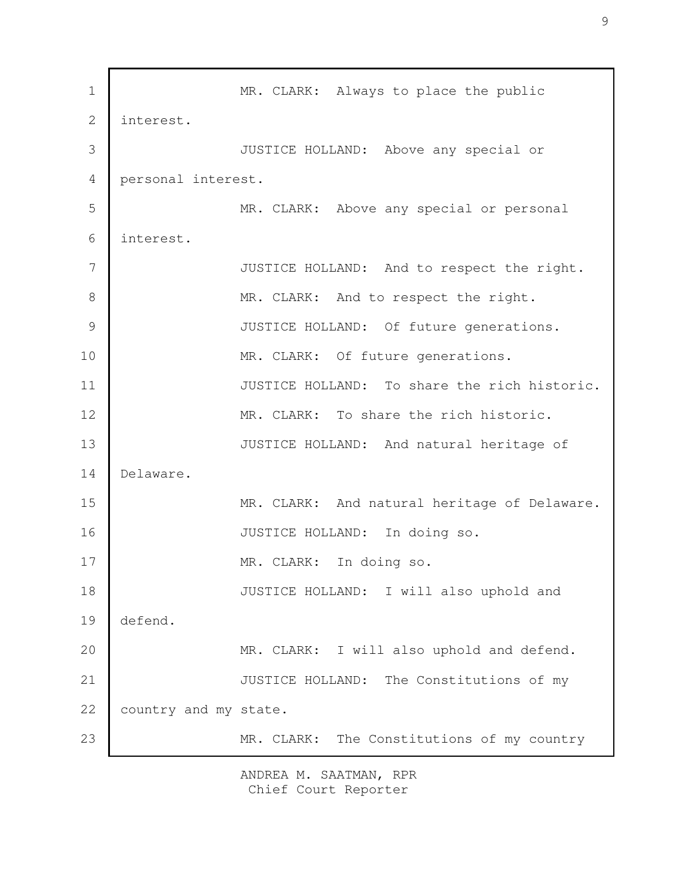MR. CLARK: Always to place the public interest.

JUSTICE HOLLAND: Above any special or personal interest.

MR. CLARK: Above any special or personal interest.

JUSTICE HOLLAND: And to respect the right.

MR. CLARK: And to respect the right.

JUSTICE HOLLAND: Of future generations.

MR. CLARK: Of future generations.

JUSTICE HOLLAND: To share the rich historic.

MR. CLARK: To share the rich historic.

JUSTICE HOLLAND: And natural heritage of Delaware.

MR. CLARK: And natural heritage of Delaware.

JUSTICE HOLLAND: In doing so.

MR. CLARK: In doing so.

JUSTICE HOLLAND: I will also uphold and defend.

MR. CLARK: I will also uphold and defend.

JUSTICE HOLLAND: The Constitutions of my country and my state.

MR. CLARK: The Constitutions of my country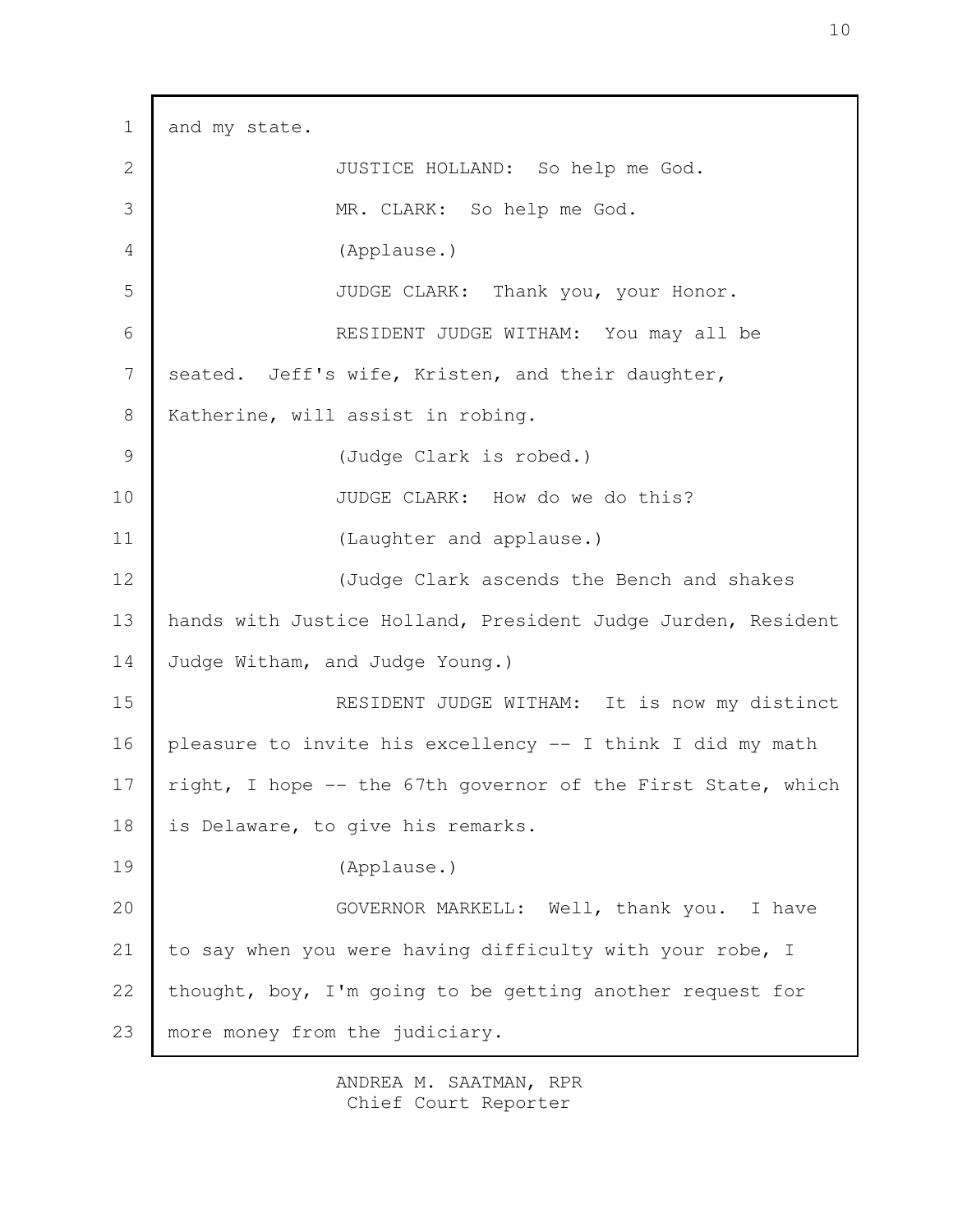and my state.

JUSTICE HOLLAND: So help me God.

MR. CLARK: So help me God.

(Applause.)

JUDGE CLARK: Thank you, your Honor.

RESIDENT JUDGE WITHAM: You may all be seated. Jeff's wife, Kristen, and their daughter, Katherine, will assist in robing.

(Judge Clark is robed.)

JUDGE CLARK: How do we do this?

(Laughter and applause.)

(Judge Clark ascends the Bench and shakes hands with Justice Holland, President Judge Jurden, Resident Judge Witham, and Judge Young.)

RESIDENT JUDGE WITHAM: It is now my distinct pleasure to invite his excellency -- I think I did my math right, I hope -- the 67th governor of the First State, which is Delaware, to give his remarks.

(Applause.)

GOVERNOR MARKELL: Well, thank you. I have to say when you were having difficulty with your robe, I thought, boy, I'm going to be getting another request for more money from the judiciary.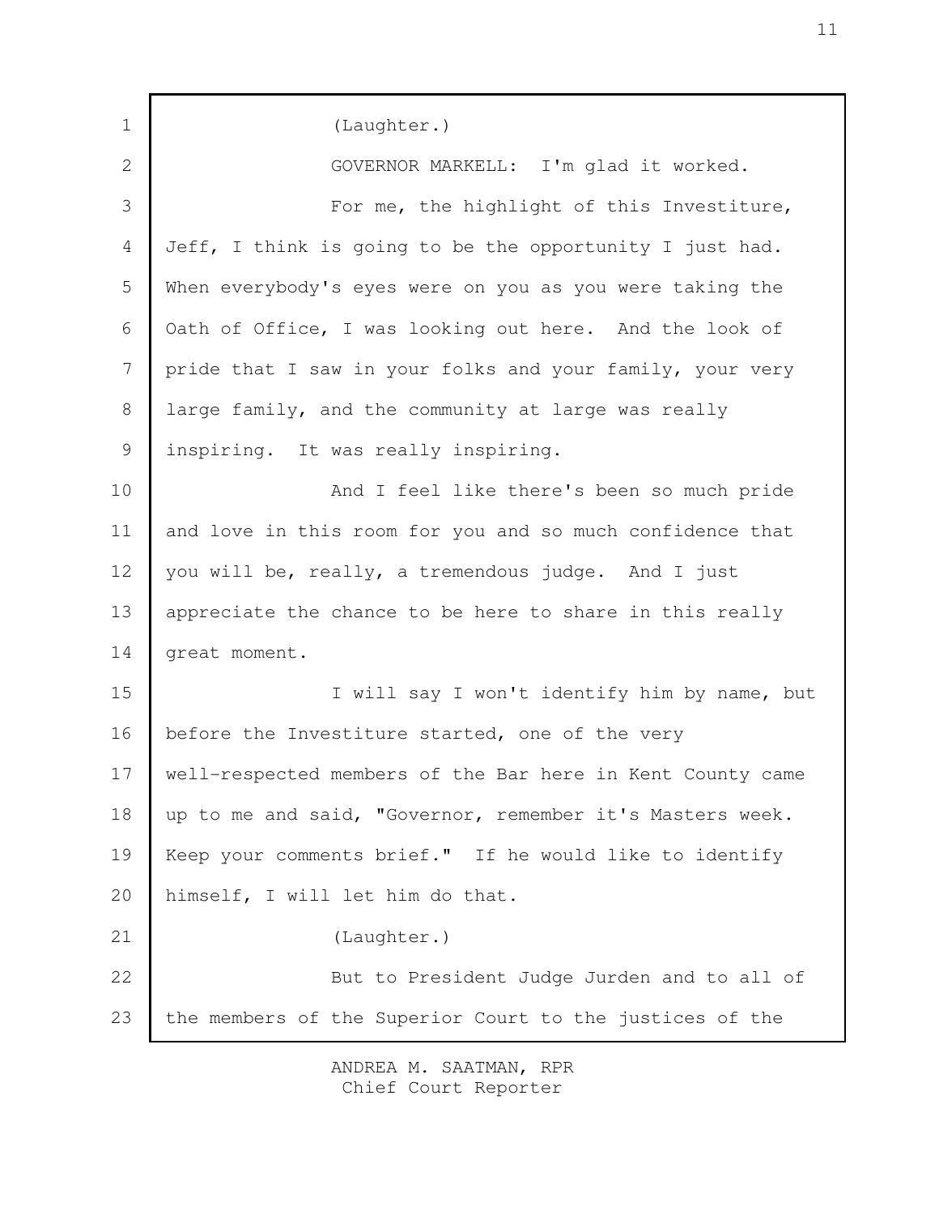(Laughter.)

GOVERNOR MARKELL: I'm glad it worked.

For me, the highlight of this Investiture, Jeff, I think is going to be the opportunity I just had. When everybody's eyes were on you as you were taking the Oath of Office, I was looking out here. And the look of pride that I saw in your folks and your family, your very large family, and the community at large was really inspiring. It was really inspiring.

And I feel like there's been so much pride and love in this room for you and so much confidence that you will be, really, a tremendous judge. And I just appreciate the chance to be here to share in this really great moment.

I will say I won't identify him by name, but before the Investiture started, one of the very well-respected members of the Bar here in Kent County came up to me and said, "Governor, remember it's Masters week. Keep your comments brief." If he would like to identify himself, I will let him do that.

(Laughter.)

But to President Judge Jurden and to all of the members of the Superior Court to the justices of the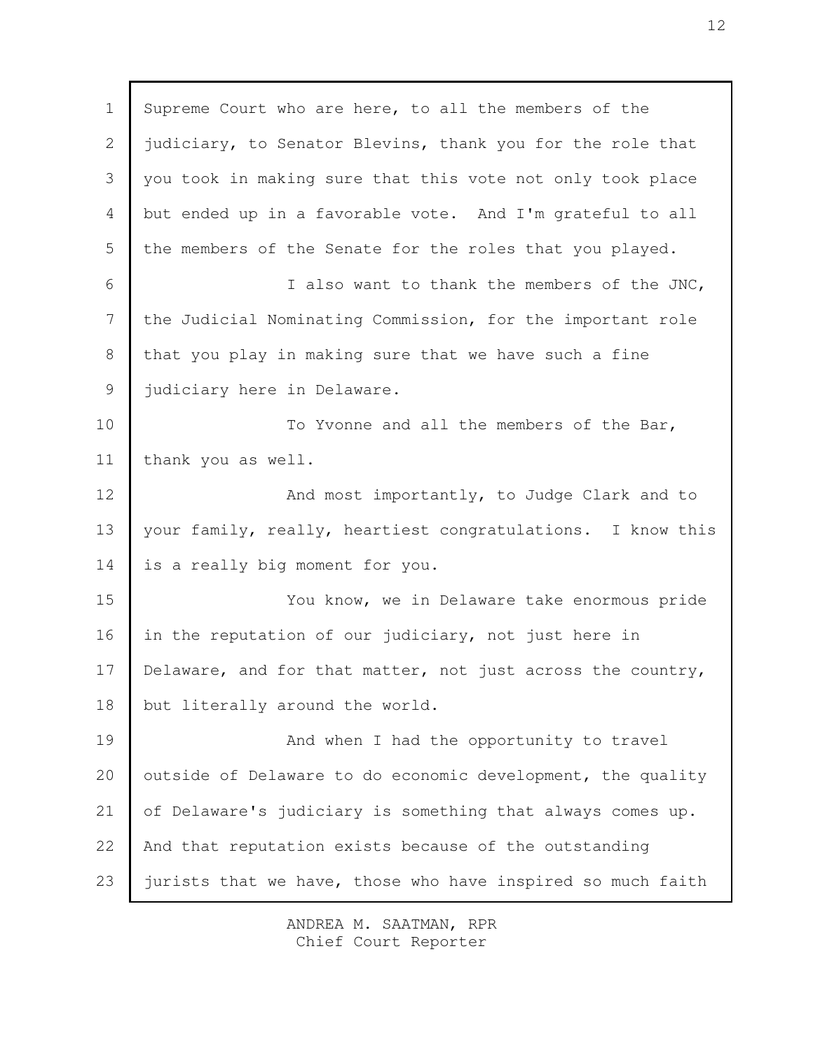Supreme Court who are here, to all the members of the judiciary, to Senator Blevins, thank you for the role that you took in making sure that this vote not only took place but ended up in a favorable vote. And I'm grateful to all the members of the Senate for the roles that you played.

I also want to thank the members of the JNC, the Judicial Nominating Commission, for the important role that you play in making sure that we have such a fine judiciary here in Delaware.

To Yvonne and all the members of the Bar, thank you as well.

And most importantly, to Judge Clark and to your family, really, heartiest congratulations. I know this is a really big moment for you.

You know, we in Delaware take enormous pride in the reputation of our judiciary, not just here in Delaware, and for that matter, not just across the country, but literally around the world.

And when I had the opportunity to travel outside of Delaware to do economic development, the quality of Delaware's judiciary is something that always comes up. And that reputation exists because of the outstanding jurists that we have, those who have inspired so much faith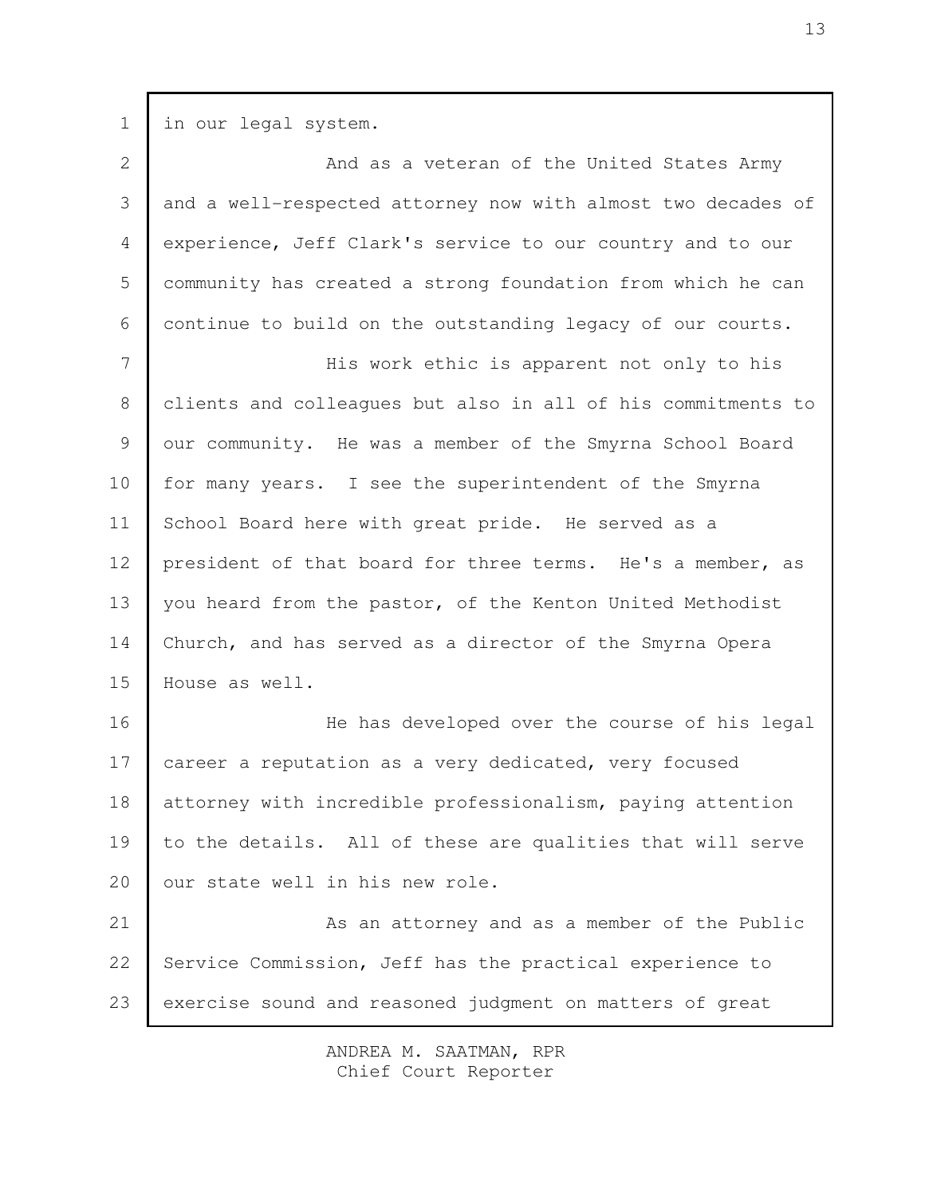in our legal system.

And as a veteran of the United States Army and a well-respected attorney now with almost two decades of experience, Jeff Clark's service to our country and to our community has created a strong foundation from which he can continue to build on the outstanding legacy of our courts.

His work ethic is apparent not only to his clients and colleagues but also in all of his commitments to our community. He was a member of the Smyrna School Board for many years. I see the superintendent of the Smyrna School Board here with great pride. He served as a president of that board for three terms. He's a member, as you heard from the pastor, of the Kenton United Methodist Church, and has served as a director of the Smyrna Opera House as well.

He has developed over the course of his legal career a reputation as a very dedicated, very focused attorney with incredible professionalism, paying attention to the details. All of these are qualities that will serve our state well in his new role.

As an attorney and as a member of the Public Service Commission, Jeff has the practical experience to exercise sound and reasoned judgment on matters of great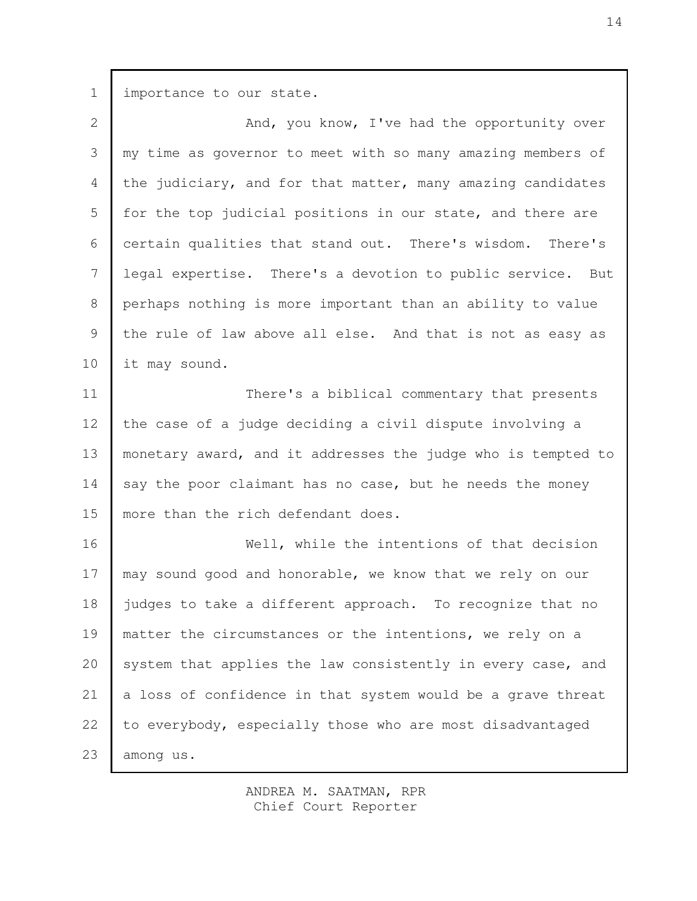importance to our state.

And, you know, I've had the opportunity over my time as governor to meet with so many amazing members of the judiciary, and for that matter, many amazing candidates for the top judicial positions in our state, and there are certain qualities that stand out. There's wisdom. There's legal expertise. There's a devotion to public service. But perhaps nothing is more important than an ability to value the rule of law above all else. And that is not as easy as it may sound.

There's a biblical commentary that presents the case of a judge deciding a civil dispute involving a monetary award, and it addresses the judge who is tempted to say the poor claimant has no case, but he needs the money more than the rich defendant does.

Well, while the intentions of that decision may sound good and honorable, we know that we rely on our judges to take a different approach. To recognize that no matter the circumstances or the intentions, we rely on a system that applies the law consistently in every case, and a loss of confidence in that system would be a grave threat to everybody, especially those who are most disadvantaged among us.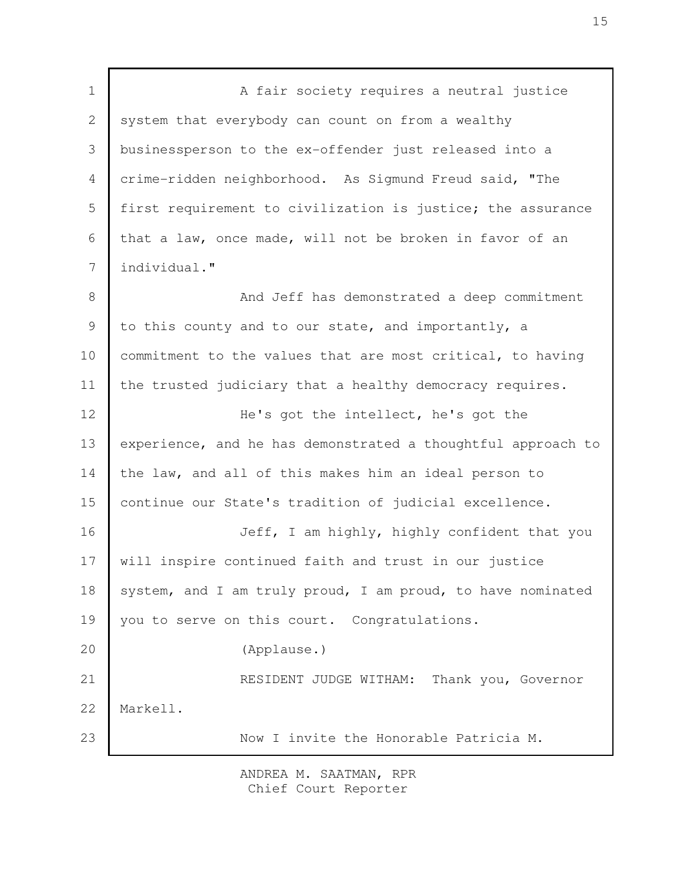A fair society requires a neutral justice system that everybody can count on from a wealthy businessperson to the ex-offender just released into a crime-ridden neighborhood. As Sigmund Freud said, "The first requirement to civilization is justice; the assurance that a law, once made, will not be broken in favor of an individual."

And Jeff has demonstrated a deep commitment to this county and to our state, and importantly, a commitment to the values that are most critical, to having the trusted judiciary that a healthy democracy requires.

He's got the intellect, he's got the experience, and he has demonstrated a thoughtful approach to the law, and all of this makes him an ideal person to continue our State's tradition of judicial excellence.

Jeff, I am highly, highly confident that you will inspire continued faith and trust in our justice system, and I am truly proud, I am proud, to have nominated you to serve on this court. Congratulations.

(Applause.)

RESIDENT JUDGE WITHAM: Thank you, Governor Markell.

Now I invite the Honorable Patricia M.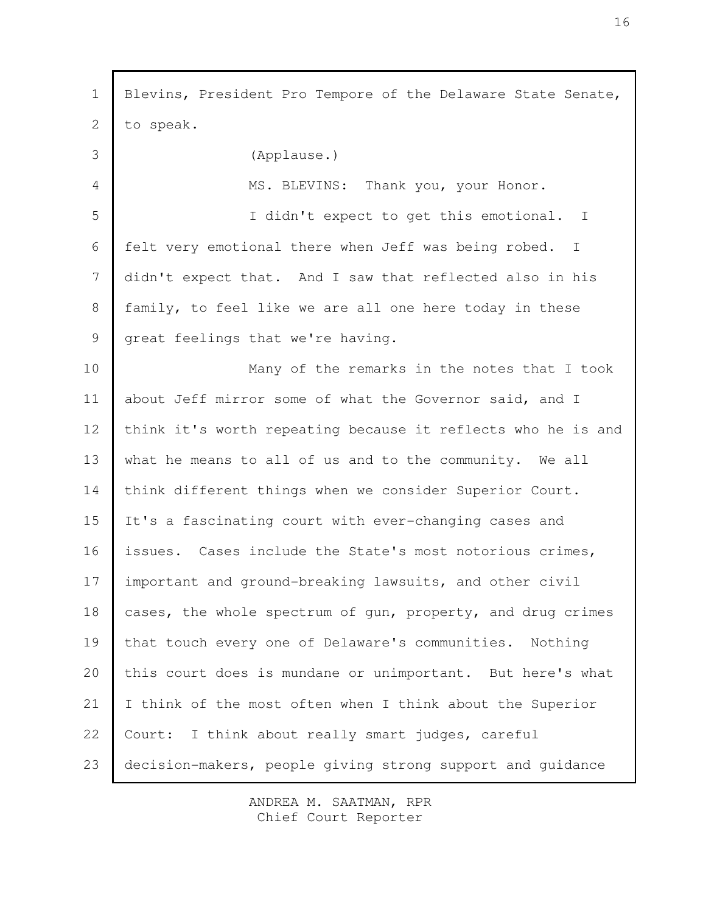Blevins, President Pro Tempore of the Delaware State Senate, to speak.

(Applause.)

MS. BLEVINS: Thank you, your Honor.

I didn't expect to get this emotional. I felt very emotional there when Jeff was being robed. I didn't expect that. And I saw that reflected also in his family, to feel like we are all one here today in these great feelings that we're having.

Many of the remarks in the notes that I took about Jeff mirror some of what the Governor said, and I think it's worth repeating because it reflects who he is and what he means to all of us and to the community. We all think different things when we consider Superior Court. It's a fascinating court with ever-changing cases and issues. Cases include the State's most notorious crimes, important and ground-breaking lawsuits, and other civil cases, the whole spectrum of gun, property, and drug crimes that touch every one of Delaware's communities. Nothing this court does is mundane or unimportant. But here's what I think of the most often when I think about the Superior Court: I think about really smart judges, careful decision-makers, people giving strong support and guidance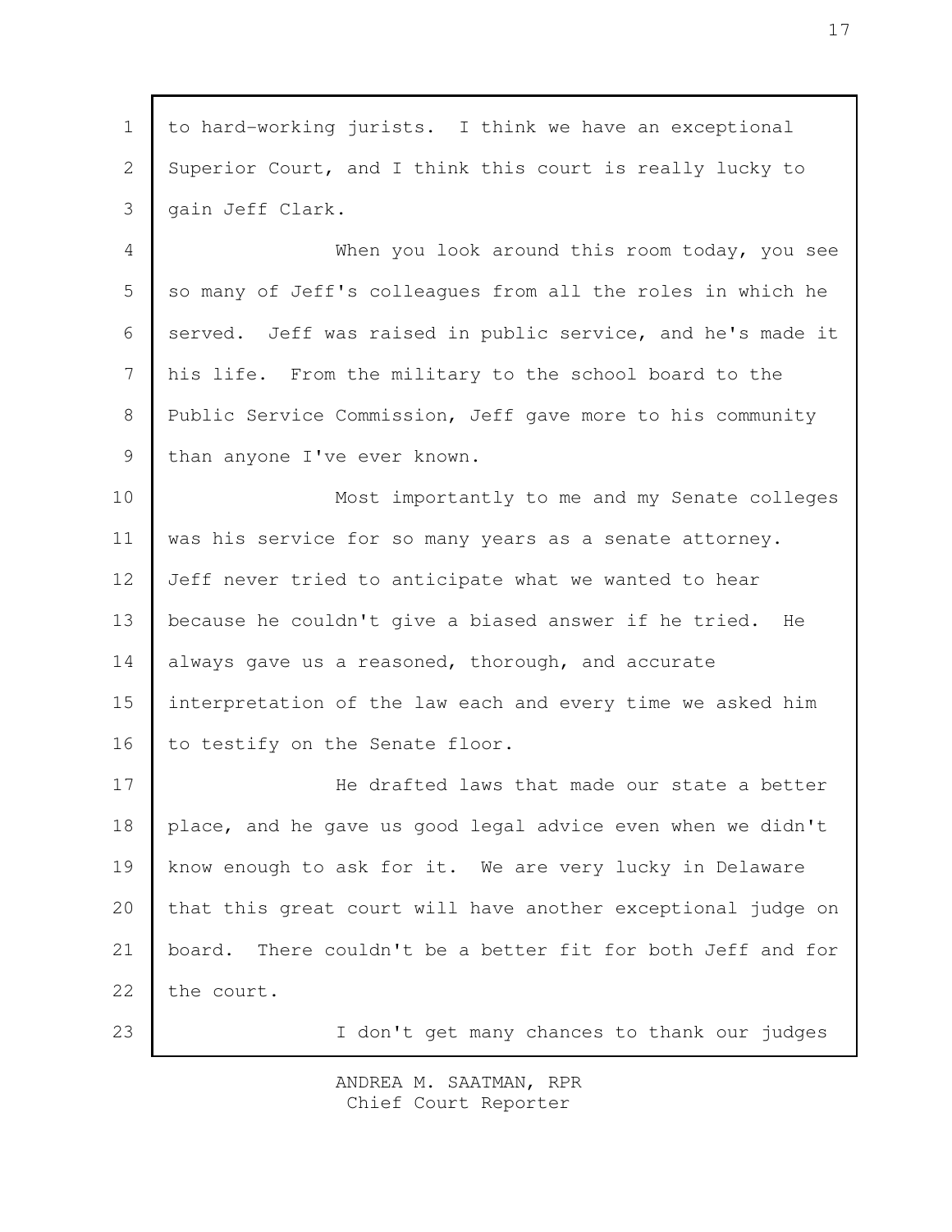to hard-working jurists. I think we have an exceptional Superior Court, and I think this court is really lucky to gain Jeff Clark.

When you look around this room today, you see so many of Jeff's colleagues from all the roles in which he served. Jeff was raised in public service, and he's made it his life. From the military to the school board to the Public Service Commission, Jeff gave more to his community than anyone I've ever known.

Most importantly to me and my Senate colleges was his service for so many years as a senate attorney. Jeff never tried to anticipate what we wanted to hear because he couldn't give a biased answer if he tried. He always gave us a reasoned, thorough, and accurate interpretation of the law each and every time we asked him to testify on the Senate floor.

He drafted laws that made our state a better place, and he gave us good legal advice even when we didn't know enough to ask for it. We are very lucky in Delaware that this great court will have another exceptional judge on board. There couldn't be a better fit for both Jeff and for the court.

I don't get many chances to thank our judges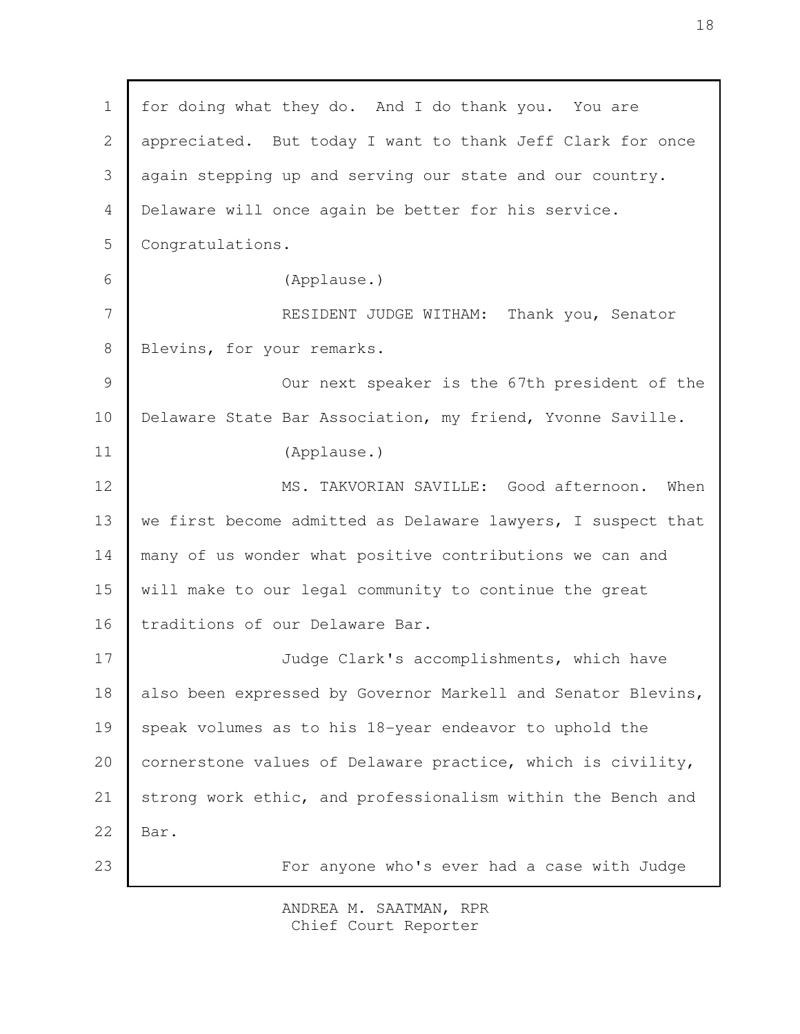for doing what they do. And I do thank you. You are appreciated. But today I want to thank Jeff Clark for once again stepping up and serving our state and our country. Delaware will once again be better for his service. Congratulations.

(Applause.)

RESIDENT JUDGE WITHAM: Thank you, Senator Blevins, for your remarks.

Our next speaker is the 67th president of the Delaware State Bar Association, my friend, Yvonne Saville.

(Applause.)

MS. TAKVORIAN SAVILLE: Good afternoon. When we first become admitted as Delaware lawyers, I suspect that many of us wonder what positive contributions we can and will make to our legal community to continue the great traditions of our Delaware Bar.

Judge Clark's accomplishments, which have also been expressed by Governor Markell and Senator Blevins, speak volumes as to his 18-year endeavor to uphold the cornerstone values of Delaware practice, which is civility, strong work ethic, and professionalism within the Bench and Bar.

For anyone who's ever had a case with Judge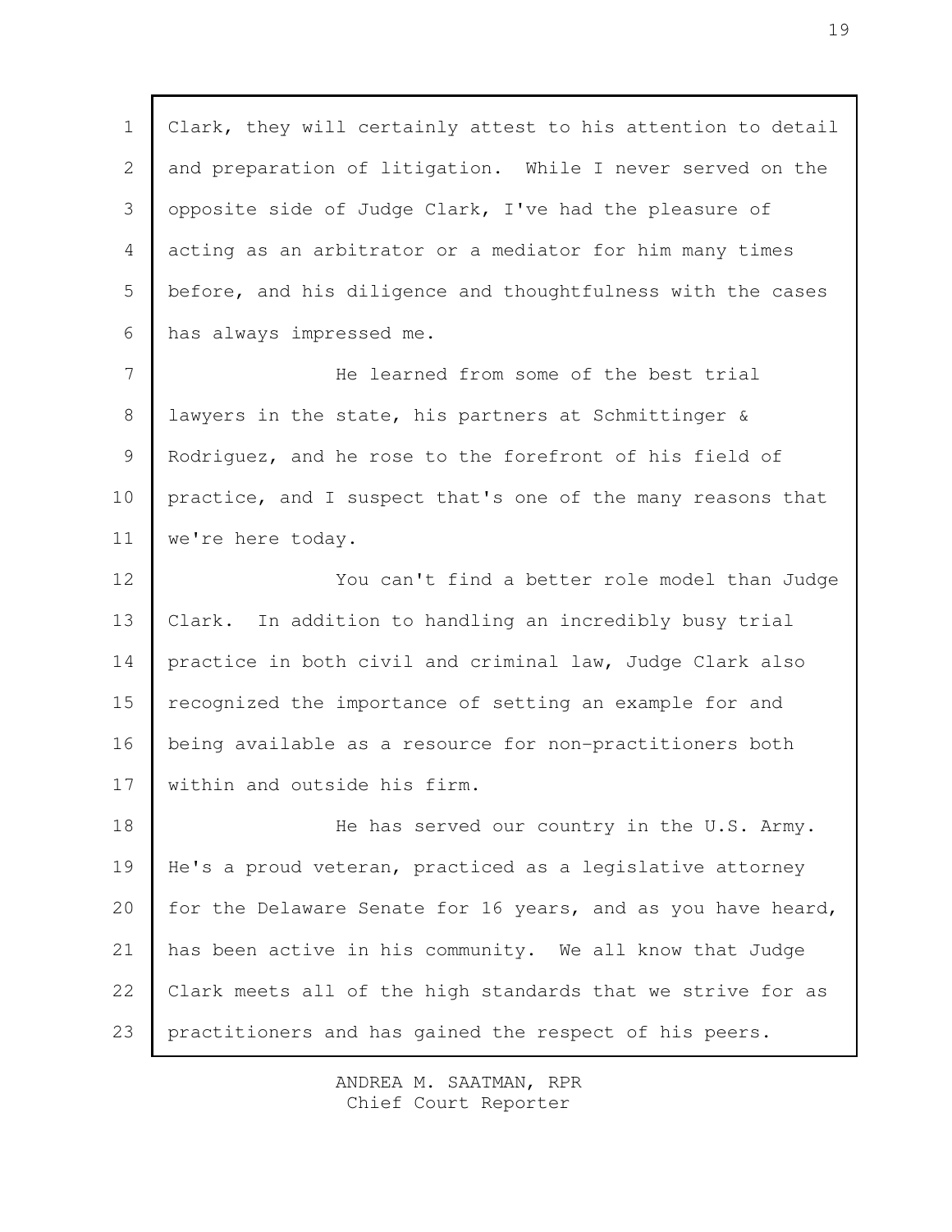Clark, they will certainly attest to his attention to detail and preparation of litigation. While I never served on the opposite side of Judge Clark, I've had the pleasure of acting as an arbitrator or a mediator for him many times before, and his diligence and thoughtfulness with the cases has always impressed me.

He learned from some of the best trial lawyers in the state, his partners at Schmittinger & Rodriguez, and he rose to the forefront of his field of practice, and I suspect that's one of the many reasons that we're here today.

You can't find a better role model than Judge Clark. In addition to handling an incredibly busy trial practice in both civil and criminal law, Judge Clark also recognized the importance of setting an example for and being available as a resource for non-practitioners both within and outside his firm.

He has served our country in the U.S. Army. He's a proud veteran, practiced as a legislative attorney for the Delaware Senate for 16 years, and as you have heard, has been active in his community. We all know that Judge Clark meets all of the high standards that we strive for as practitioners and has gained the respect of his peers.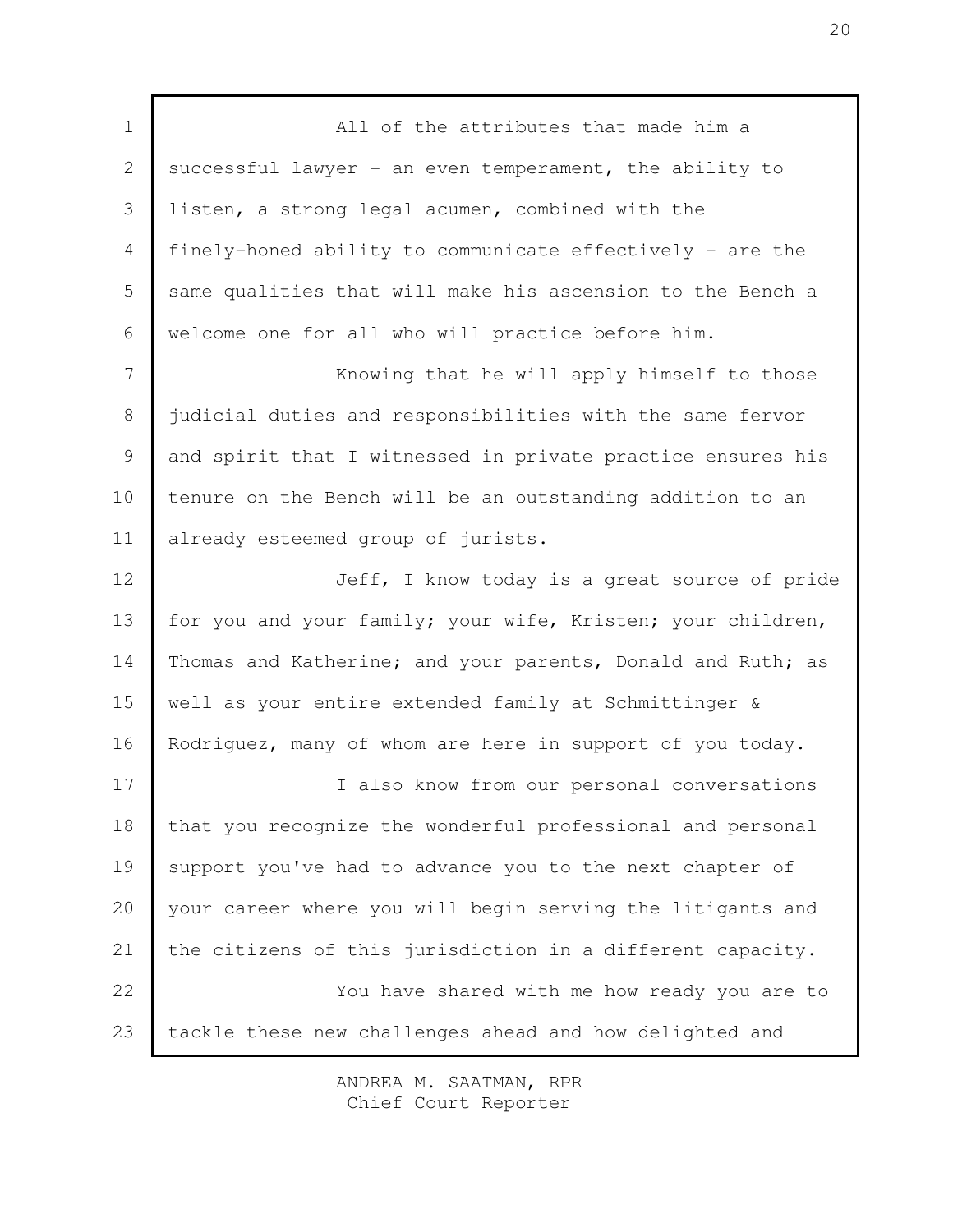All of the attributes that made him a successful lawyer - an even temperament, the ability to listen, a strong legal acumen, combined with the finely-honed ability to communicate effectively - are the same qualities that will make his ascension to the Bench a welcome one for all who will practice before him.

Knowing that he will apply himself to those judicial duties and responsibilities with the same fervor and spirit that I witnessed in private practice ensures his tenure on the Bench will be an outstanding addition to an already esteemed group of jurists.

Jeff, I know today is a great source of pride for you and your family; your wife, Kristen; your children, Thomas and Katherine; and your parents, Donald and Ruth; as well as your entire extended family at Schmittinger & Rodriguez, many of whom are here in support of you today.

I also know from our personal conversations that you recognize the wonderful professional and personal support you've had to advance you to the next chapter of your career where you will begin serving the litigants and the citizens of this jurisdiction in a different capacity.

You have shared with me how ready you are to tackle these new challenges ahead and how delighted and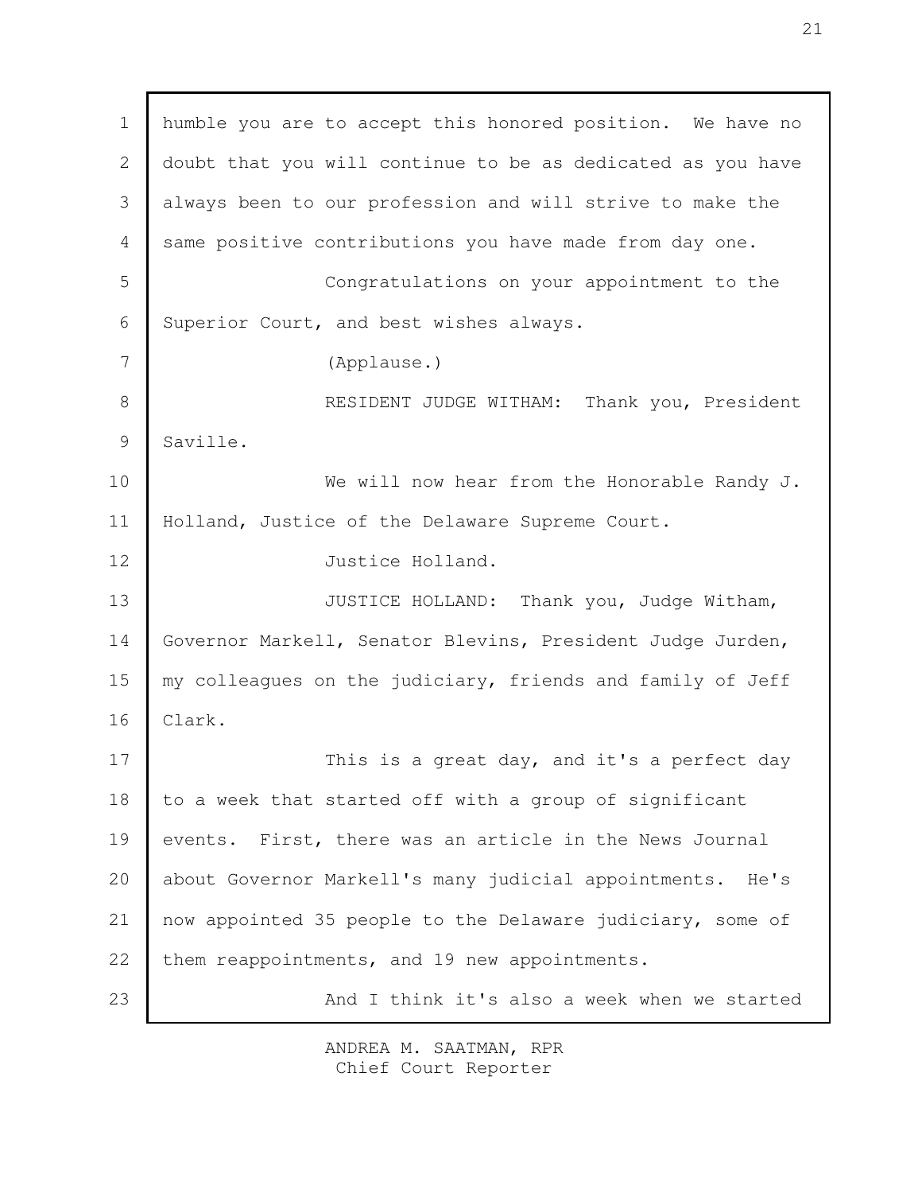humble you are to accept this honored position. We have no doubt that you will continue to be as dedicated as you have always been to our profession and will strive to make the same positive contributions you have made from day one.

Congratulations on your appointment to the Superior Court, and best wishes always.

(Applause.)

RESIDENT JUDGE WITHAM: Thank you, President Saville.

We will now hear from the Honorable Randy J. Holland, Justice of the Delaware Supreme Court.

Justice Holland.

JUSTICE HOLLAND: Thank you, Judge Witham, Governor Markell, Senator Blevins, President Judge Jurden, my colleagues on the judiciary, friends and family of Jeff Clark.

This is a great day, and it's a perfect day to a week that started off with a group of significant events. First, there was an article in the News Journal about Governor Markell's many judicial appointments. He's now appointed 35 people to the Delaware judiciary, some of them reappointments, and 19 new appointments.

And I think it's also a week when we started

ANDREA M. SAATMAN, RPR
Chief Court Reporter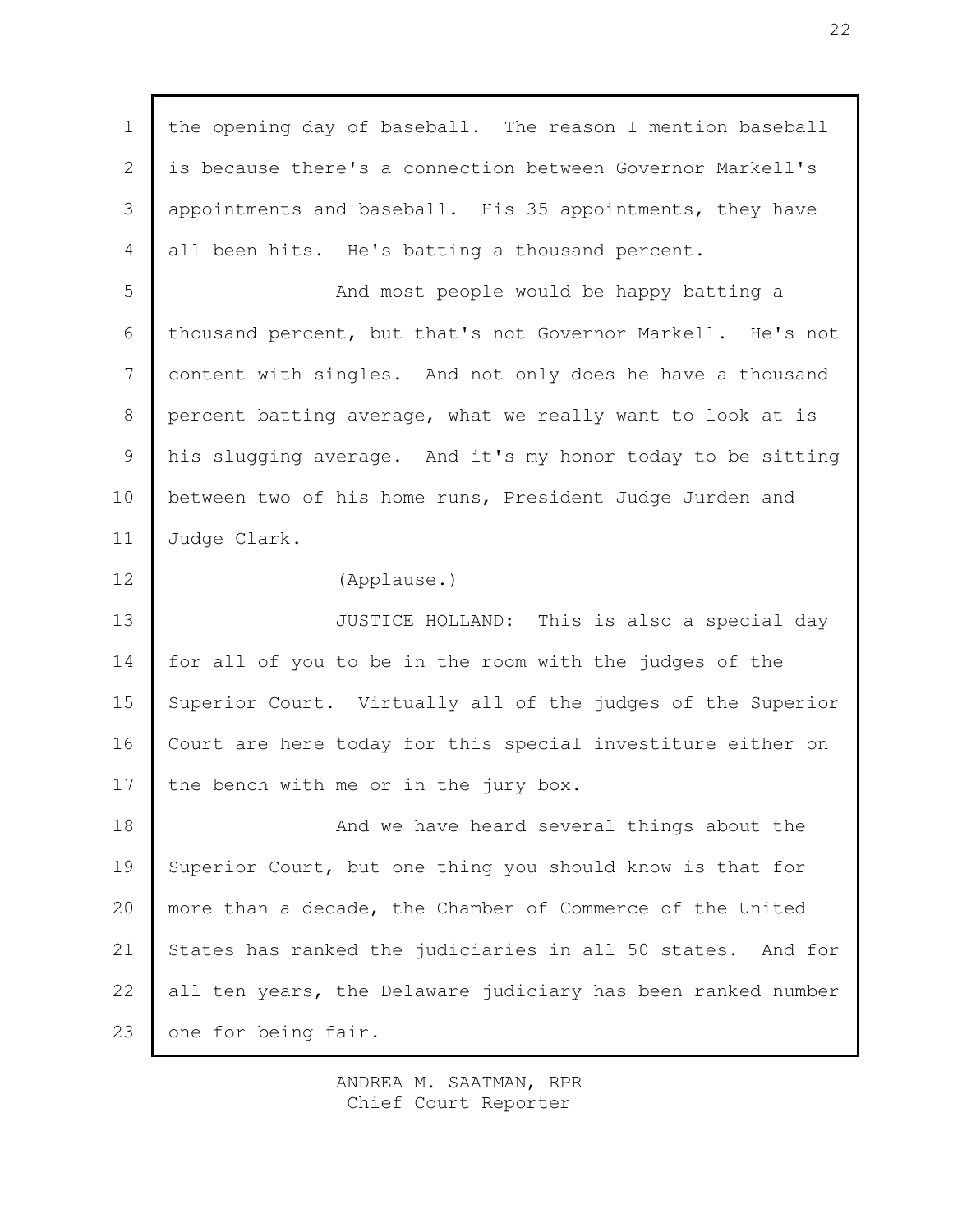the opening day of baseball. The reason I mention baseball is because there's a connection between Governor Markell's appointments and baseball. His 35 appointments, they have all been hits. He's batting a thousand percent.

And most people would be happy batting a thousand percent, but that's not Governor Markell. He's not content with singles. And not only does he have a thousand percent batting average, what we really want to look at is his slugging average. And it's my honor today to be sitting between two of his home runs, President Judge Jurden and Judge Clark.

(Applause.)

JUSTICE HOLLAND: This is also a special day for all of you to be in the room with the judges of the Superior Court. Virtually all of the judges of the Superior Court are here today for this special investiture either on the bench with me or in the jury box.

And we have heard several things about the Superior Court, but one thing you should know is that for more than a decade, the Chamber of Commerce of the United States has ranked the judiciaries in all 50 states. And for all ten years, the Delaware judiciary has been ranked number one for being fair.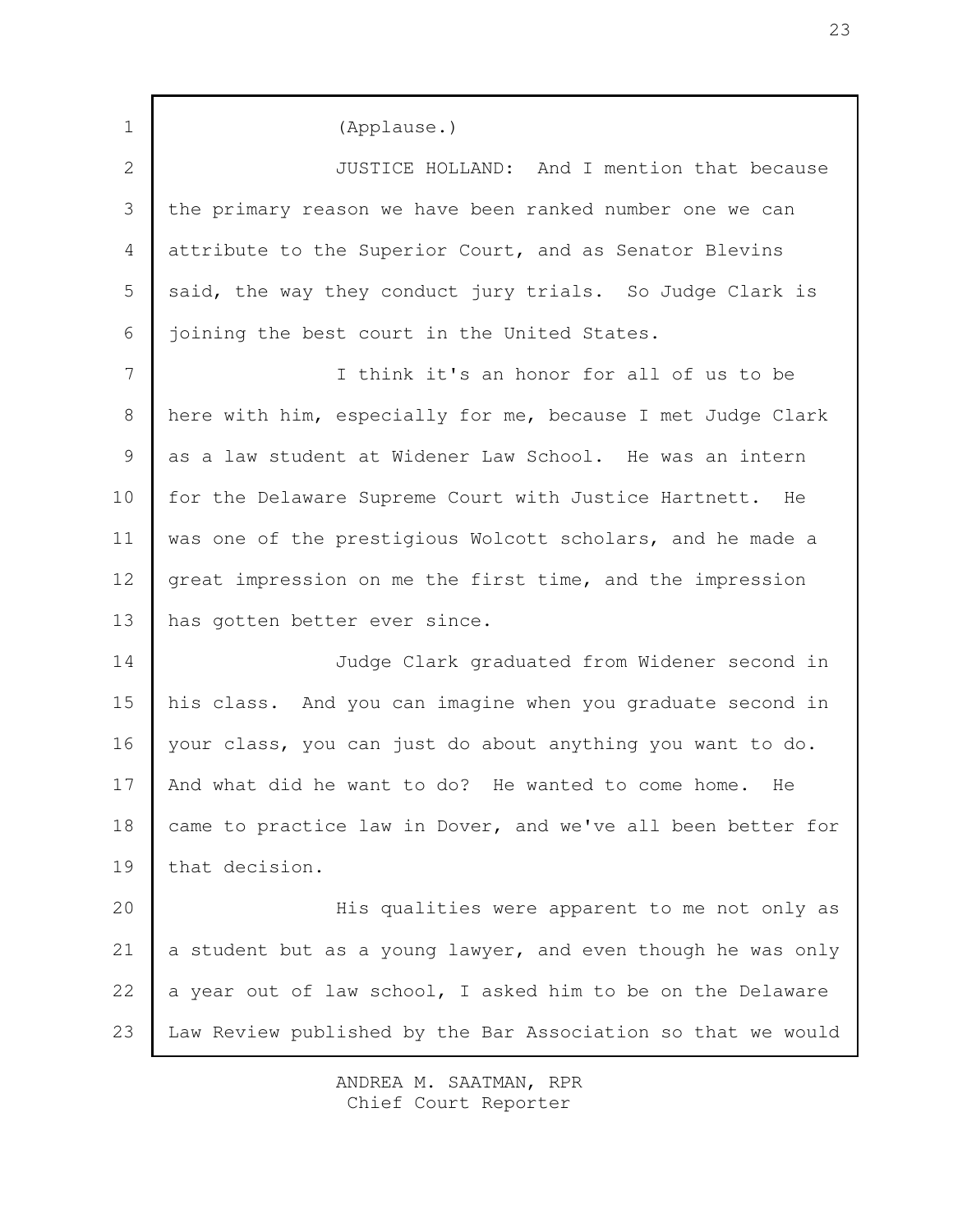(Applause.)

JUSTICE HOLLAND: And I mention that because the primary reason we have been ranked number one we can attribute to the Superior Court, and as Senator Blevins said, the way they conduct jury trials. So Judge Clark is joining the best court in the United States.

I think it's an honor for all of us to be here with him, especially for me, because I met Judge Clark as a law student at Widener Law School. He was an intern for the Delaware Supreme Court with Justice Hartnett. He was one of the prestigious Wolcott scholars, and he made a great impression on me the first time, and the impression has gotten better ever since.

Judge Clark graduated from Widener second in his class. And you can imagine when you graduate second in your class, you can just do about anything you want to do. And what did he want to do? He wanted to come home. He came to practice law in Dover, and we've all been better for that decision.

His qualities were apparent to me not only as a student but as a young lawyer, and even though he was only a year out of law school, I asked him to be on the Delaware Law Review published by the Bar Association so that we would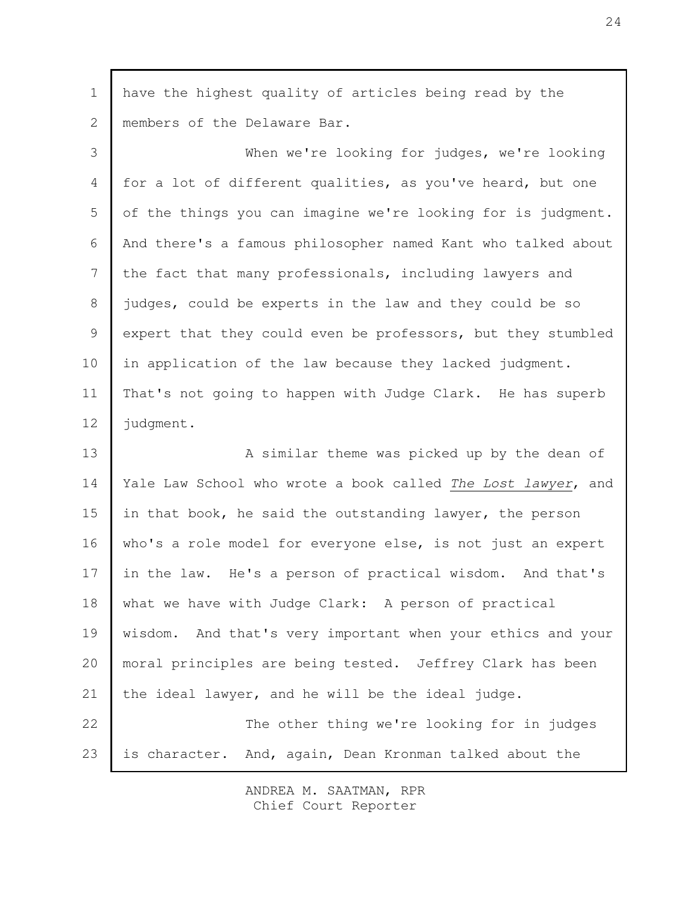have the highest quality of articles being read by the members of the Delaware Bar.

When we're looking for judges, we're looking for a lot of different qualities, as you've heard, but one of the things you can imagine we're looking for is judgment. And there's a famous philosopher named Kant who talked about the fact that many professionals, including lawyers and judges, could be experts in the law and they could be so expert that they could even be professors, but they stumbled in application of the law because they lacked judgment. That's not going to happen with Judge Clark. He has superb judgment.

A similar theme was picked up by the dean of Yale Law School who wrote a book called *The Lost lawyer*, and in that book, he said the outstanding lawyer, the person who's a role model for everyone else, is not just an expert in the law. He's a person of practical wisdom. And that's what we have with Judge Clark: A person of practical wisdom. And that's very important when your ethics and your moral principles are being tested. Jeffrey Clark has been the ideal lawyer, and he will be the ideal judge.

The other thing we're looking for in judges is character. And, again, Dean Kronman talked about the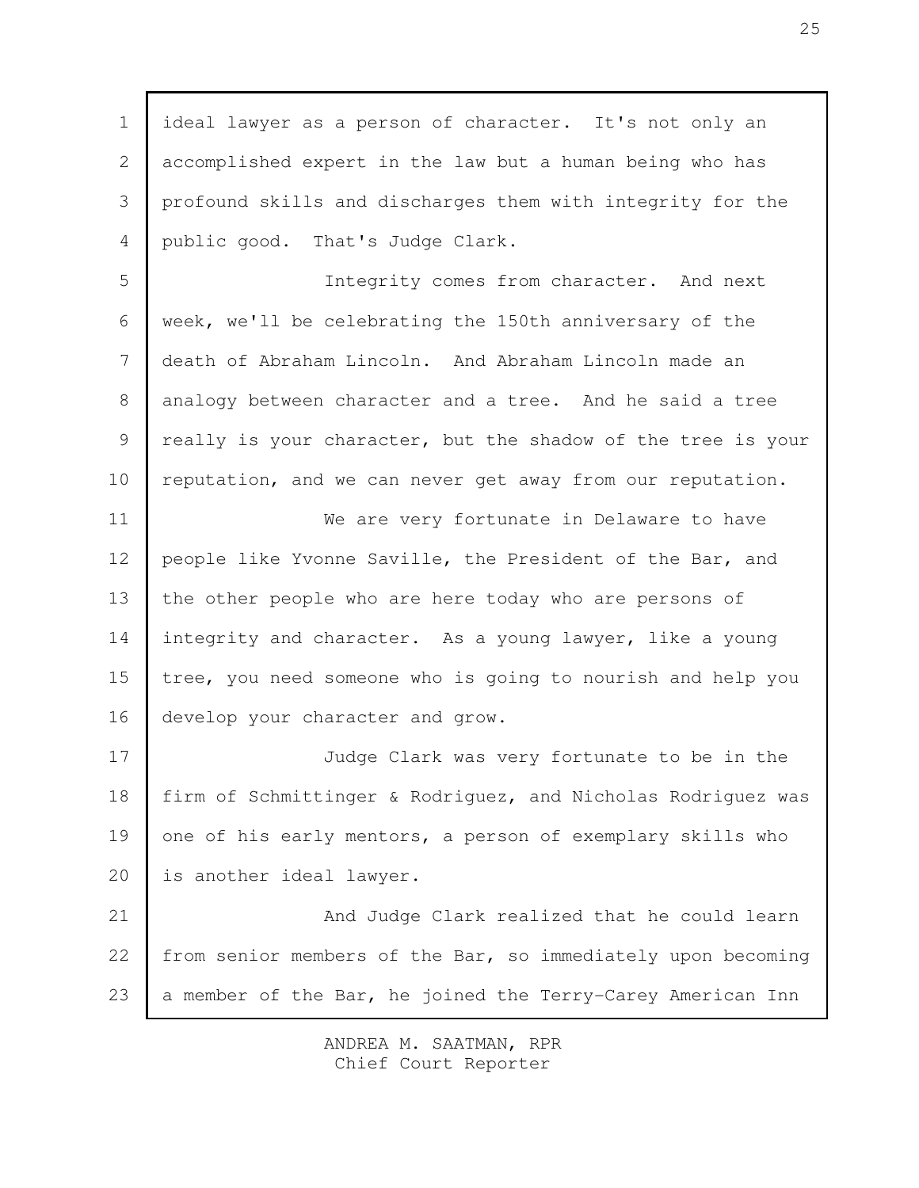ideal lawyer as a person of character. It's not only an accomplished expert in the law but a human being who has profound skills and discharges them with integrity for the public good. That's Judge Clark.

Integrity comes from character. And next week, we'll be celebrating the 150th anniversary of the death of Abraham Lincoln. And Abraham Lincoln made an analogy between character and a tree. And he said a tree really is your character, but the shadow of the tree is your reputation, and we can never get away from our reputation.

We are very fortunate in Delaware to have people like Yvonne Saville, the President of the Bar, and the other people who are here today who are persons of integrity and character. As a young lawyer, like a young tree, you need someone who is going to nourish and help you develop your character and grow.

Judge Clark was very fortunate to be in the firm of Schmittinger & Rodriguez, and Nicholas Rodriguez was one of his early mentors, a person of exemplary skills who is another ideal lawyer.

And Judge Clark realized that he could learn from senior members of the Bar, so immediately upon becoming a member of the Bar, he joined the Terry-Carey American Inn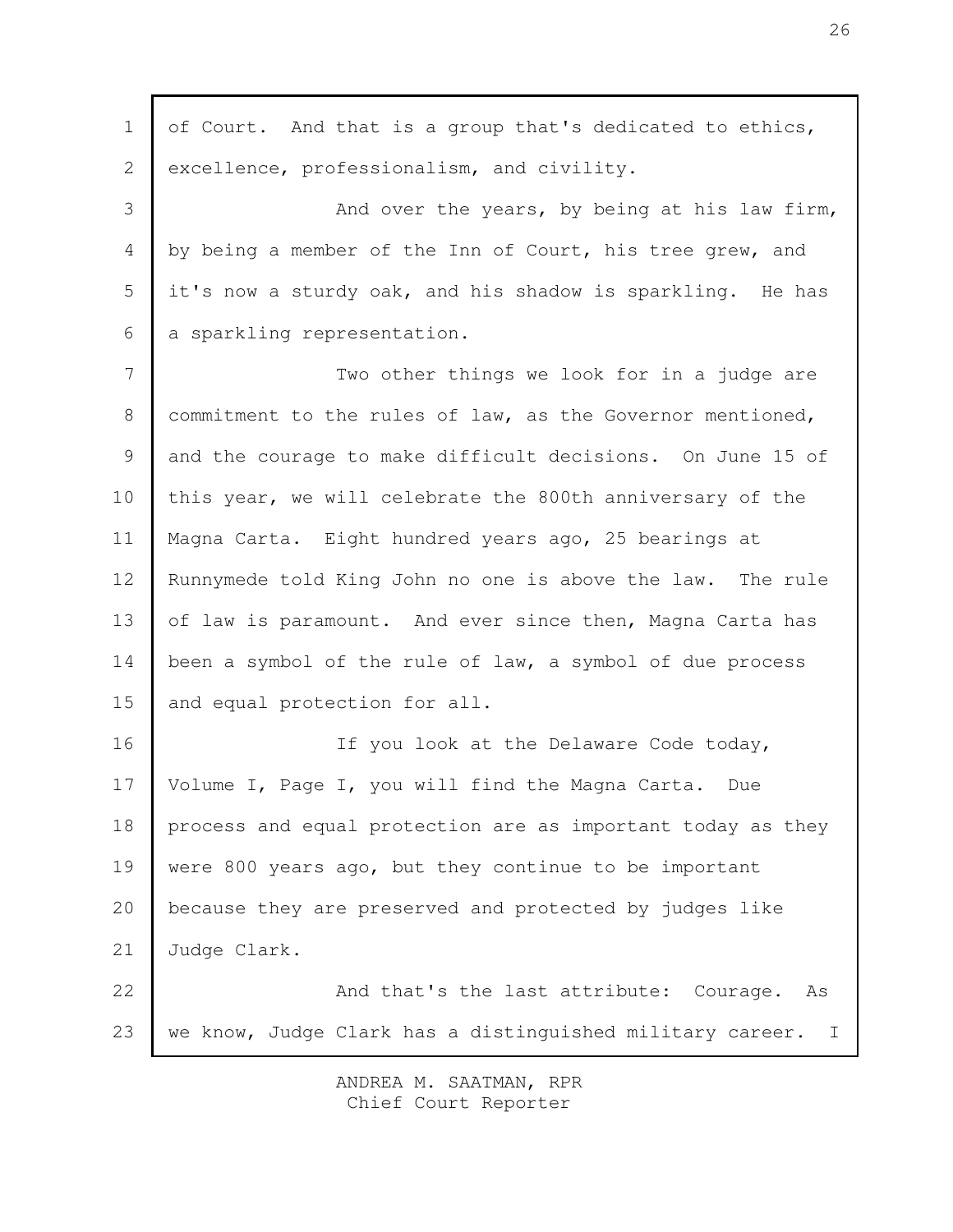of Court. And that is a group that's dedicated to ethics, excellence, professionalism, and civility.

And over the years, by being at his law firm, by being a member of the Inn of Court, his tree grew, and it's now a sturdy oak, and his shadow is sparkling. He has a sparkling representation.

Two other things we look for in a judge are commitment to the rules of law, as the Governor mentioned, and the courage to make difficult decisions. On June 15 of this year, we will celebrate the 800th anniversary of the Magna Carta. Eight hundred years ago, 25 bearings at Runnymede told King John no one is above the law. The rule of law is paramount. And ever since then, Magna Carta has been a symbol of the rule of law, a symbol of due process and equal protection for all.

If you look at the Delaware Code today, Volume I, Page I, you will find the Magna Carta. Due process and equal protection are as important today as they were 800 years ago, but they continue to be important because they are preserved and protected by judges like Judge Clark.

And that's the last attribute: Courage. As we know, Judge Clark has a distinguished military career. I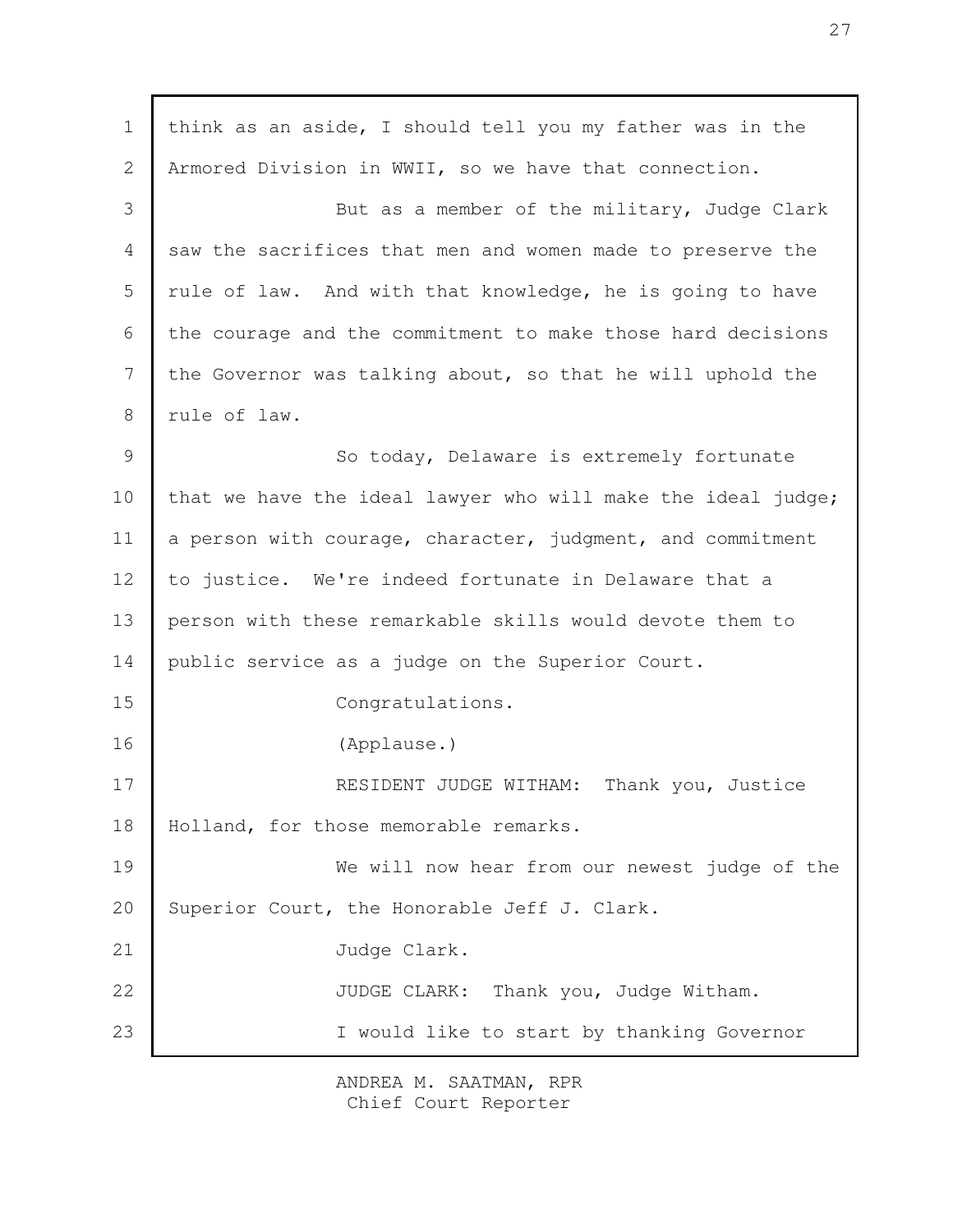think as an aside, I should tell you my father was in the Armored Division in WWII, so we have that connection.

But as a member of the military, Judge Clark saw the sacrifices that men and women made to preserve the rule of law. And with that knowledge, he is going to have the courage and the commitment to make those hard decisions the Governor was talking about, so that he will uphold the rule of law.

So today, Delaware is extremely fortunate that we have the ideal lawyer who will make the ideal judge; a person with courage, character, judgment, and commitment to justice. We're indeed fortunate in Delaware that a person with these remarkable skills would devote them to public service as a judge on the Superior Court.

Congratulations.

(Applause.)

RESIDENT JUDGE WITHAM: Thank you, Justice Holland, for those memorable remarks.

We will now hear from our newest judge of the Superior Court, the Honorable Jeff J. Clark.

Judge Clark.

JUDGE CLARK: Thank you, Judge Witham.

I would like to start by thanking Governor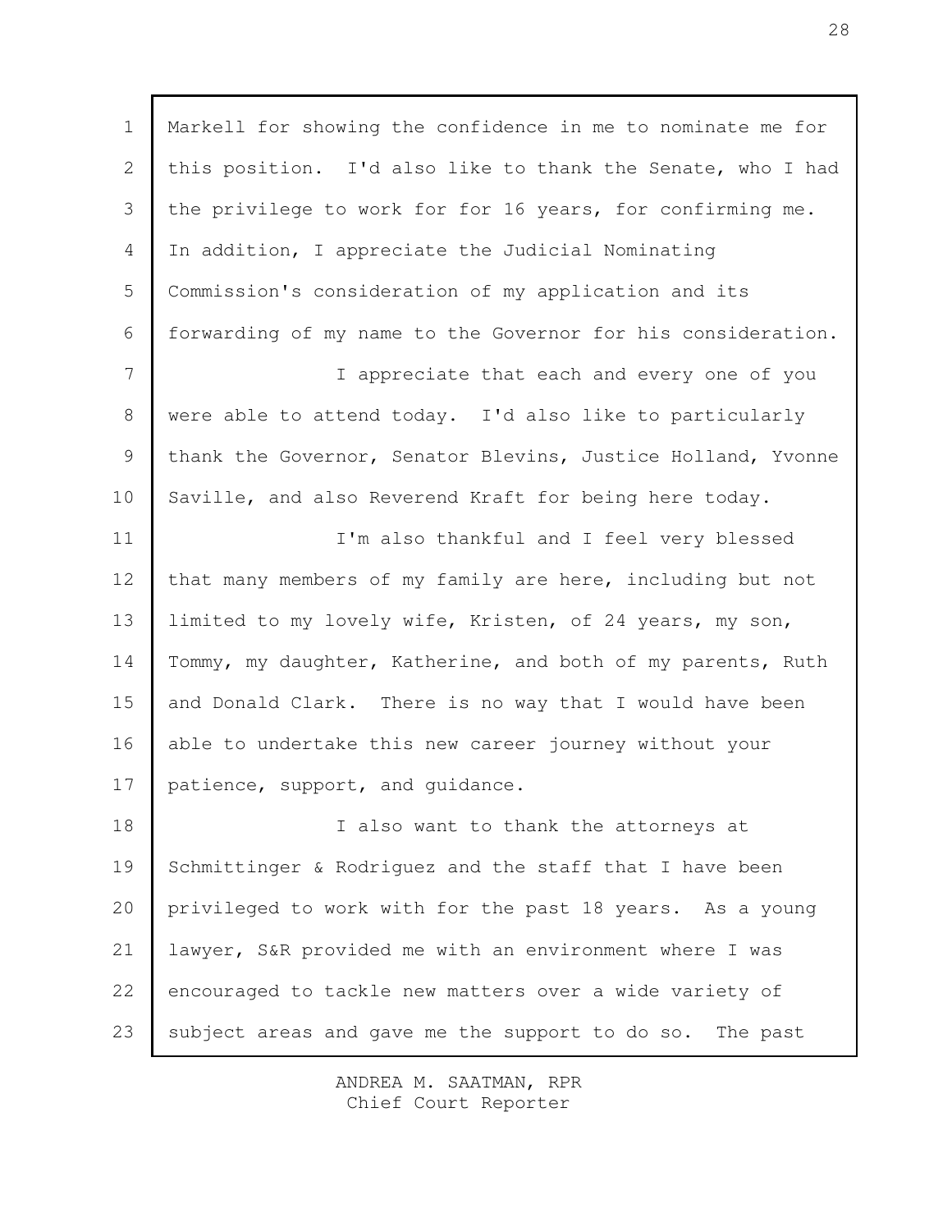Markell for showing the confidence in me to nominate me for this position. I'd also like to thank the Senate, who I had the privilege to work for for 16 years, for confirming me. In addition, I appreciate the Judicial Nominating Commission's consideration of my application and its forwarding of my name to the Governor for his consideration.

I appreciate that each and every one of you were able to attend today. I'd also like to particularly thank the Governor, Senator Blevins, Justice Holland, Yvonne Saville, and also Reverend Kraft for being here today.

I'm also thankful and I feel very blessed that many members of my family are here, including but not limited to my lovely wife, Kristen, of 24 years, my son, Tommy, my daughter, Katherine, and both of my parents, Ruth and Donald Clark. There is no way that I would have been able to undertake this new career journey without your patience, support, and guidance.

I also want to thank the attorneys at Schmittinger & Rodriguez and the staff that I have been privileged to work with for the past 18 years. As a young lawyer, S&R provided me with an environment where I was encouraged to tackle new matters over a wide variety of subject areas and gave me the support to do so. The past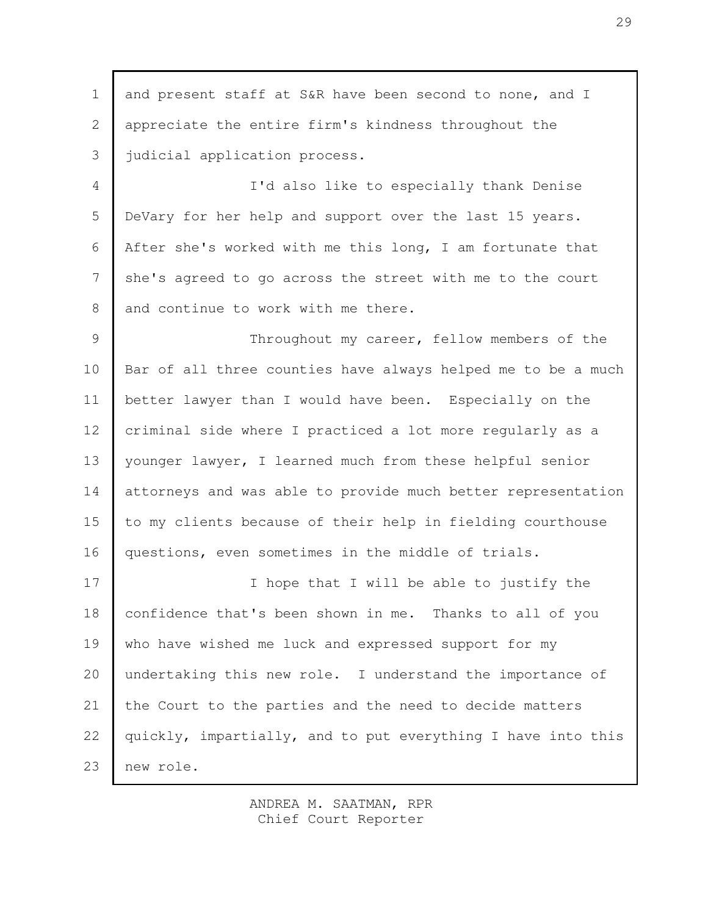and present staff at S&R have been second to none, and I appreciate the entire firm's kindness throughout the judicial application process.

I'd also like to especially thank Denise DeVary for her help and support over the last 15 years. After she's worked with me this long, I am fortunate that she's agreed to go across the street with me to the court and continue to work with me there.

Throughout my career, fellow members of the Bar of all three counties have always helped me to be a much better lawyer than I would have been. Especially on the criminal side where I practiced a lot more regularly as a younger lawyer, I learned much from these helpful senior attorneys and was able to provide much better representation to my clients because of their help in fielding courthouse questions, even sometimes in the middle of trials.

I hope that I will be able to justify the confidence that's been shown in me. Thanks to all of you who have wished me luck and expressed support for my undertaking this new role. I understand the importance of the Court to the parties and the need to decide matters quickly, impartially, and to put everything I have into this new role.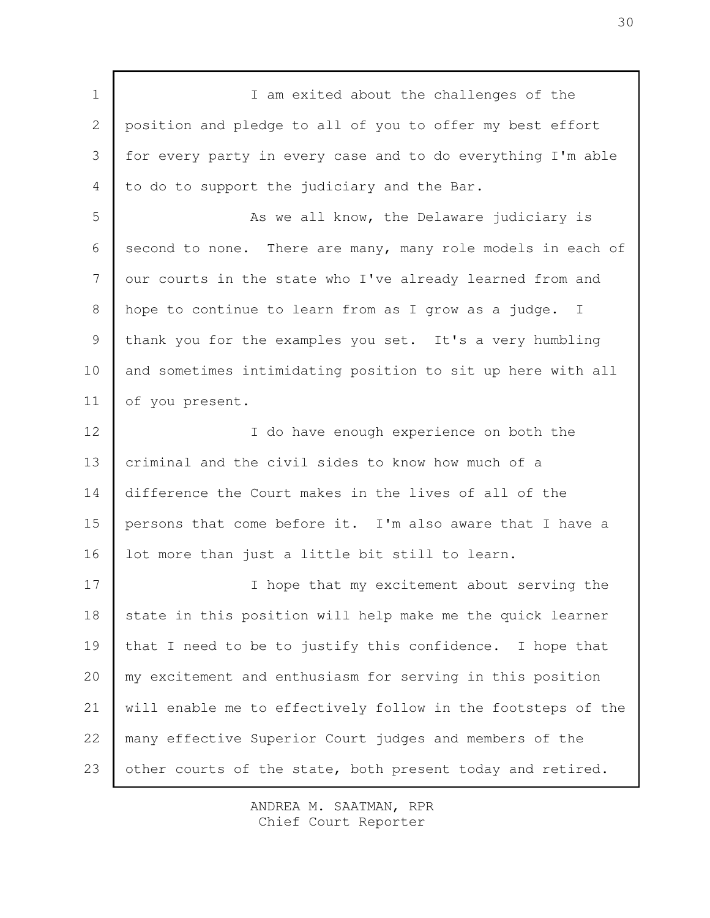I am exited about the challenges of the position and pledge to all of you to offer my best effort for every party in every case and to do everything I'm able to do to support the judiciary and the Bar.

As we all know, the Delaware judiciary is second to none. There are many, many role models in each of our courts in the state who I've already learned from and hope to continue to learn from as I grow as a judge. I thank you for the examples you set. It's a very humbling and sometimes intimidating position to sit up here with all of you present.

I do have enough experience on both the criminal and the civil sides to know how much of a difference the Court makes in the lives of all of the persons that come before it. I'm also aware that I have a lot more than just a little bit still to learn.

I hope that my excitement about serving the state in this position will help make me the quick learner that I need to be to justify this confidence. I hope that my excitement and enthusiasm for serving in this position will enable me to effectively follow in the footsteps of the many effective Superior Court judges and members of the other courts of the state, both present today and retired.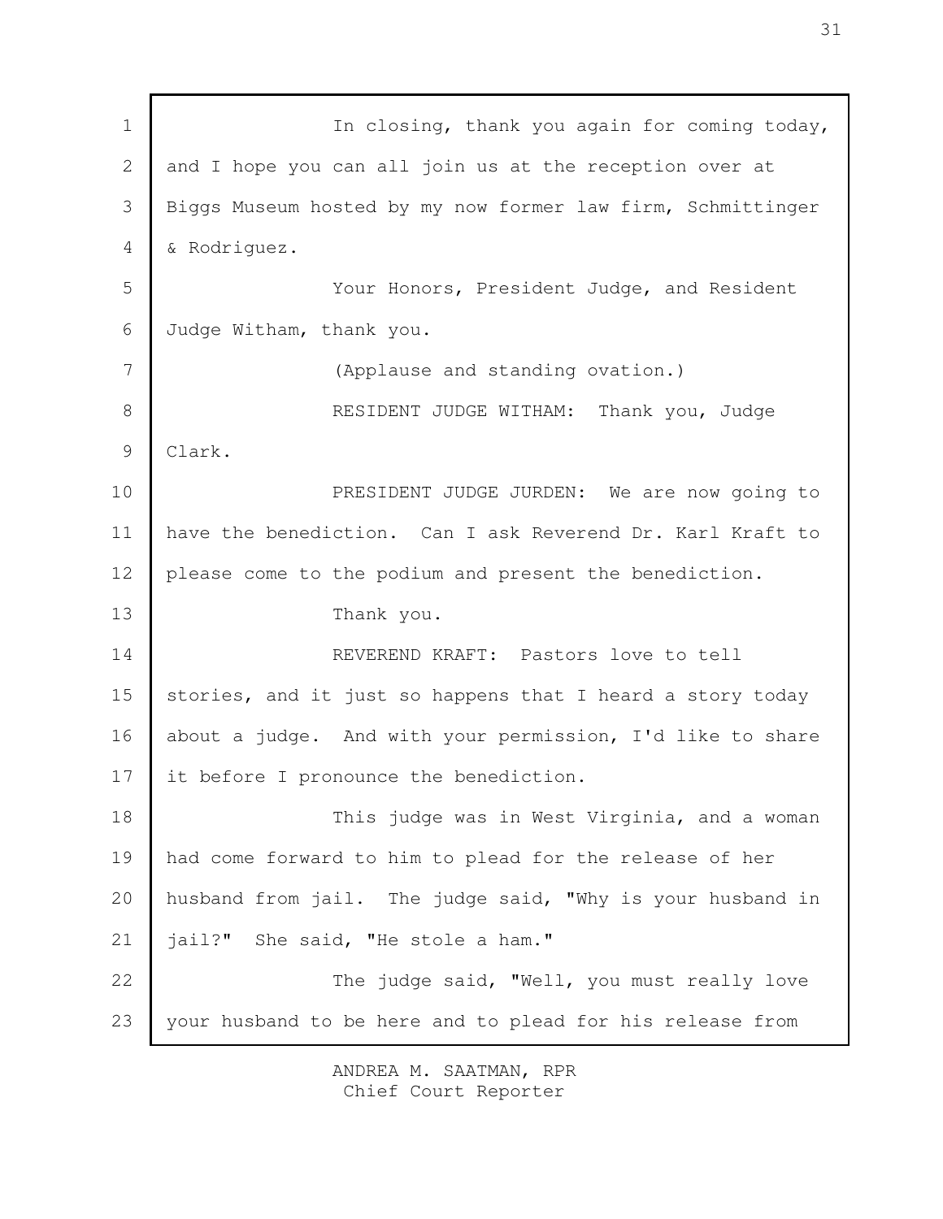In closing, thank you again for coming today, and I hope you can all join us at the reception over at Biggs Museum hosted by my now former law firm, Schmittinger & Rodriguez.

Your Honors, President Judge, and Resident Judge Witham, thank you.

(Applause and standing ovation.)

RESIDENT JUDGE WITHAM: Thank you, Judge Clark.

PRESIDENT JUDGE JURDEN: We are now going to have the benediction. Can I ask Reverend Dr. Karl Kraft to please come to the podium and present the benediction.

Thank you.

REVEREND KRAFT: Pastors love to tell stories, and it just so happens that I heard a story today about a judge. And with your permission, I'd like to share it before I pronounce the benediction.

This judge was in West Virginia, and a woman had come forward to him to plead for the release of her husband from jail. The judge said, "Why is your husband in jail?" She said, "He stole a ham."

The judge said, "Well, you must really love your husband to be here and to plead for his release from

ANDREA M. SAATMAN, RPR
Chief Court Reporter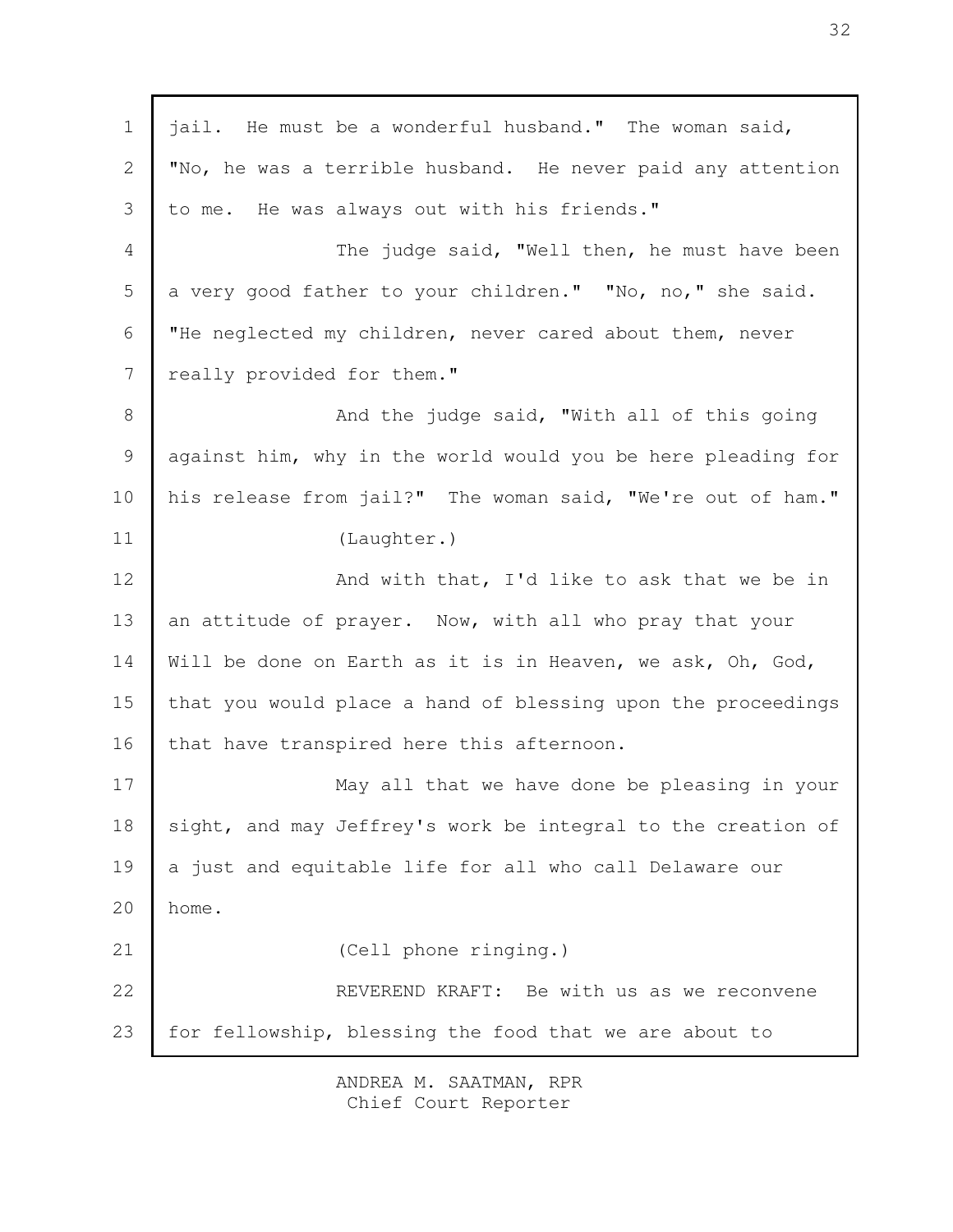jail. He must be a wonderful husband." The woman said, "No, he was a terrible husband. He never paid any attention to me. He was always out with his friends."

The judge said, "Well then, he must have been a very good father to your children." "No, no," she said. "He neglected my children, never cared about them, never really provided for them."

And the judge said, "With all of this going against him, why in the world would you be here pleading for his release from jail?" The woman said, "We're out of ham."

(Laughter.)

And with that, I'd like to ask that we be in an attitude of prayer. Now, with all who pray that your Will be done on Earth as it is in Heaven, we ask, Oh, God, that you would place a hand of blessing upon the proceedings that have transpired here this afternoon.

May all that we have done be pleasing in your sight, and may Jeffrey's work be integral to the creation of a just and equitable life for all who call Delaware our home.

(Cell phone ringing.)

REVEREND KRAFT: Be with us as we reconvene for fellowship, blessing the food that we are about to

ANDREA M. SAATMAN, RPR
Chief Court Reporter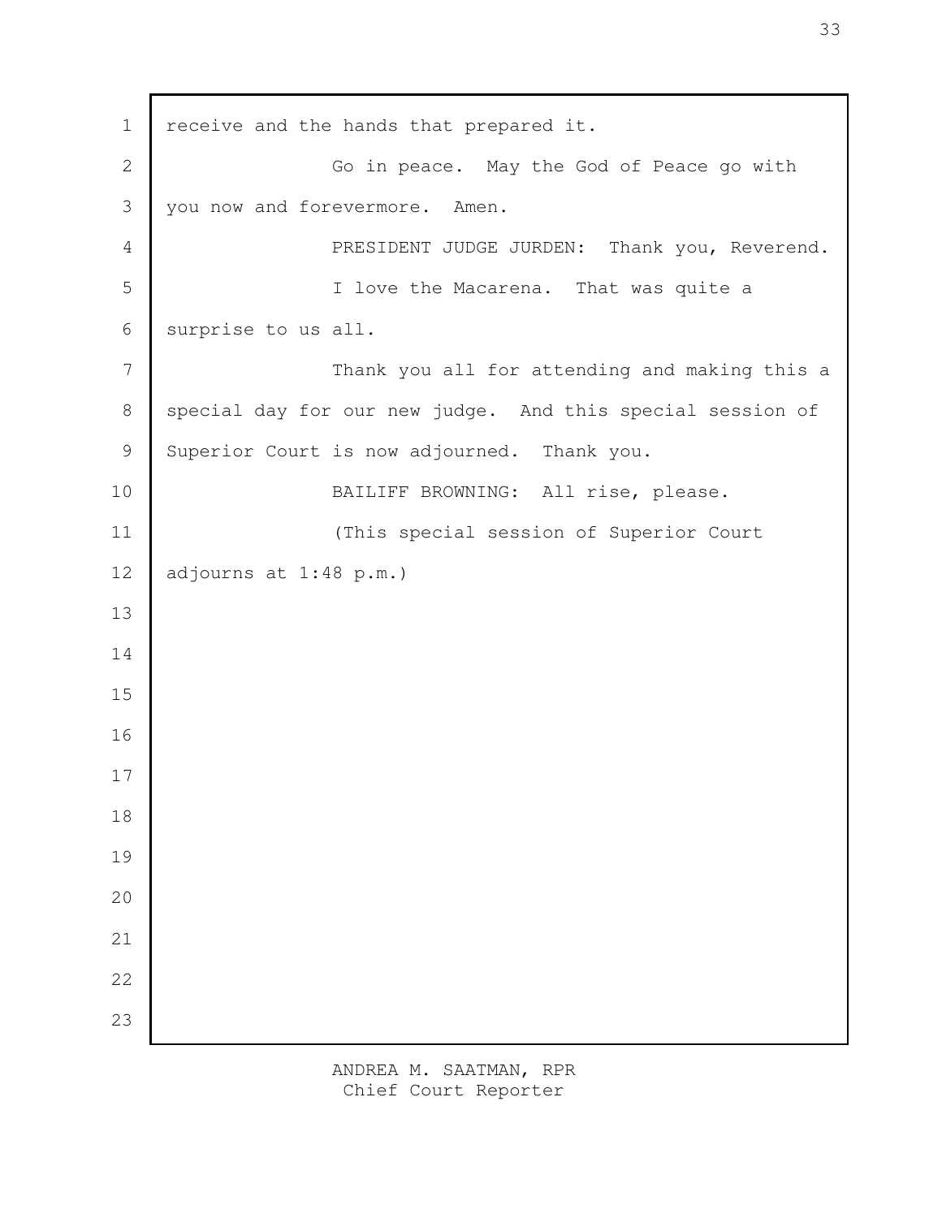receive and the hands that prepared it.

Go in peace. May the God of Peace go with you now and forevermore. Amen.

PRESIDENT JUDGE JURDEN: Thank you, Reverend.

I love the Macarena. That was quite a surprise to us all.

Thank you all for attending and making this a special day for our new judge. And this special session of Superior Court is now adjourned. Thank you.

BAILIFF BROWNING: All rise, please.

(This special session of Superior Court adjourns at 1:48 p.m.)

ANDREA M. SAATMAN, RPR
Chief Court Reporter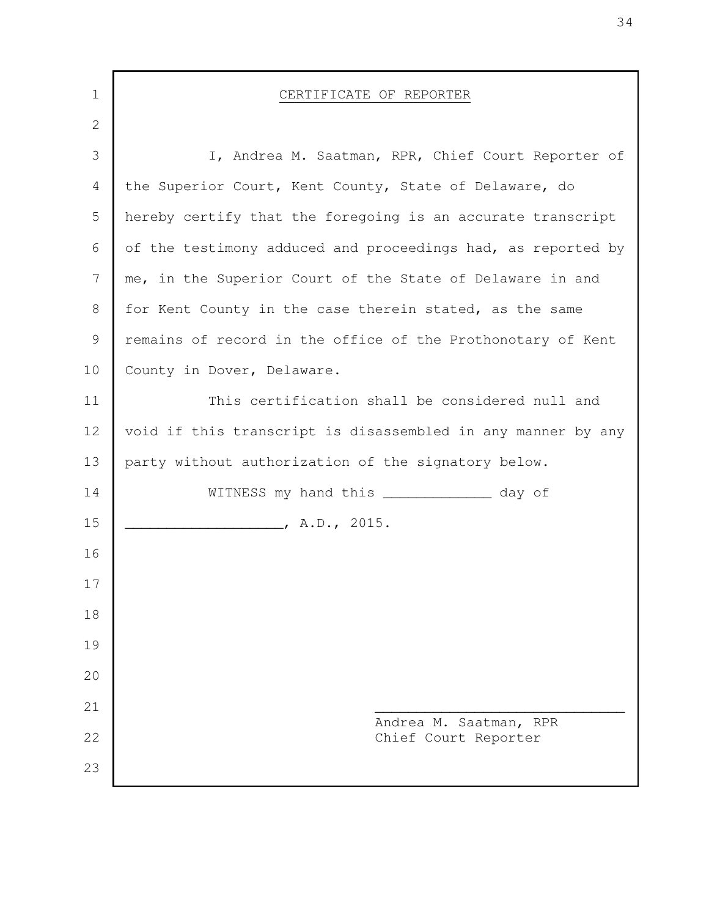# CERTIFICATE OF REPORTER

I, Andrea M. Saatman, RPR, Chief Court Reporter of the Superior Court, Kent County, State of Delaware, do hereby certify that the foregoing is an accurate transcript of the testimony adduced and proceedings had, as reported by me, in the Superior Court of the State of Delaware in and for Kent County in the case therein stated, as the same remains of record in the office of the Prothonotary of Kent County in Dover, Delaware.

This certification shall be considered null and void if this transcript is disassembled in any manner by any party without authorization of the signatory below.

WITNESS my hand this _____________ day of ___________________, A.D., 2015.

______________________________
Andrea M. Saatman, RPR
Chief Court Reporter